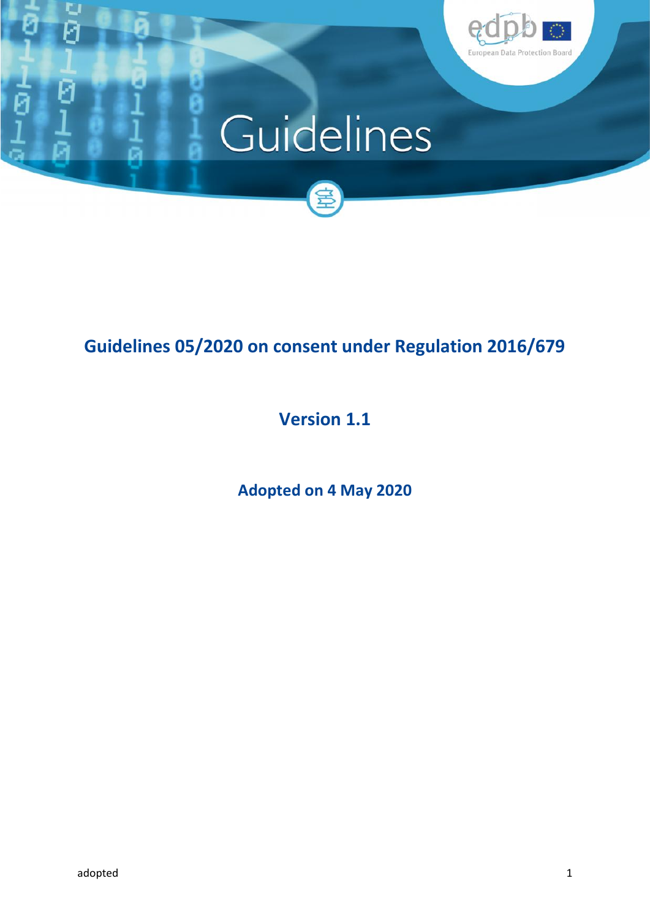# Guidelines

## Guidelines 05/2020 on consent under Regulation 2016/679

**Version 1.1**

**Adopted on 4 May 2020**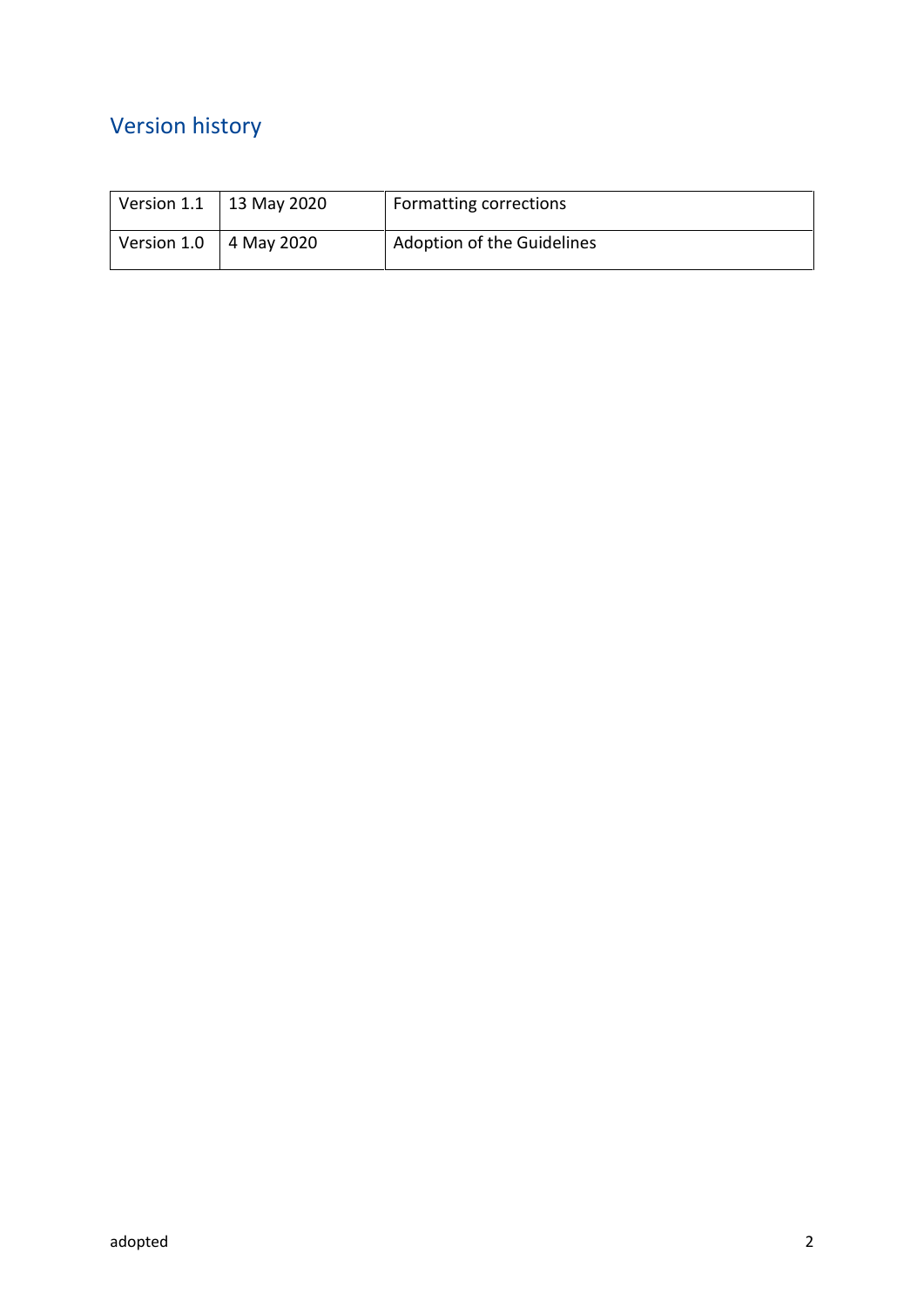## Version history

| Version 1.1 | 13 May 2020 | Formatting corrections |
| --- | --- | --- |
| Version 1.0 | 4 May 2020 | Adoption of the Guidelines |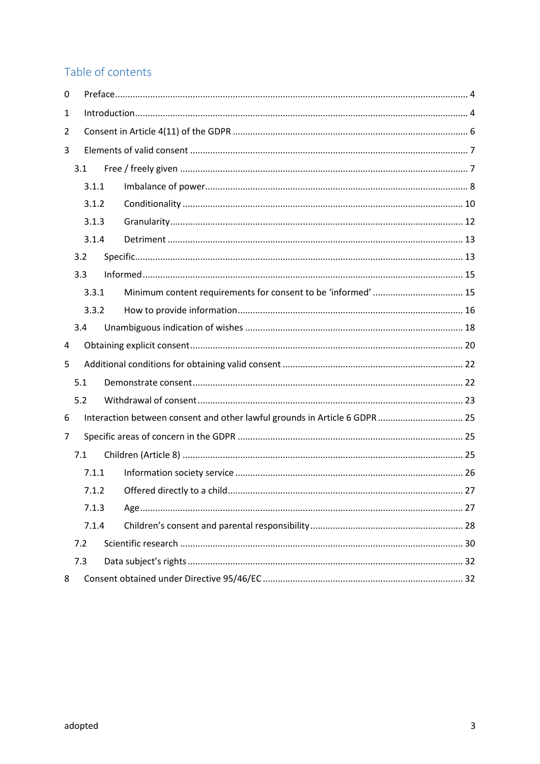## Table of contents

0 Preface ... 4

1 Introduction ... 4

2 Consent in Article 4(11) of the GDPR ... 6

3 Elements of valid consent ... 7

- 3.1 Free / freely given ... 7
  - 3.1.1 Imbalance of power ... 8
  - 3.1.2 Conditionality ... 10
  - 3.1.3 Granularity ... 12
  - 3.1.4 Detriment ... 13
- 3.2 Specific ... 13
- 3.3 Informed ... 15
  - 3.3.1 Minimum content requirements for consent to be 'informed' ... 15
  - 3.3.2 How to provide information ... 16
- 3.4 Unambiguous indication of wishes ... 18

4 Obtaining explicit consent ... 20

5 Additional conditions for obtaining valid consent ... 22

- 5.1 Demonstrate consent ... 22
- 5.2 Withdrawal of consent ... 23

6 Interaction between consent and other lawful grounds in Article 6 GDPR ... 25

7 Specific areas of concern in the GDPR ... 25

- 7.1 Children (Article 8) ... 25
  - 7.1.1 Information society service ... 26
  - 7.1.2 Offered directly to a child ... 27
  - 7.1.3 Age ... 27
  - 7.1.4 Children's consent and parental responsibility ... 28
- 7.2 Scientific research ... 30
- 7.3 Data subject's rights ... 32

8 Consent obtained under Directive 95/46/EC ... 32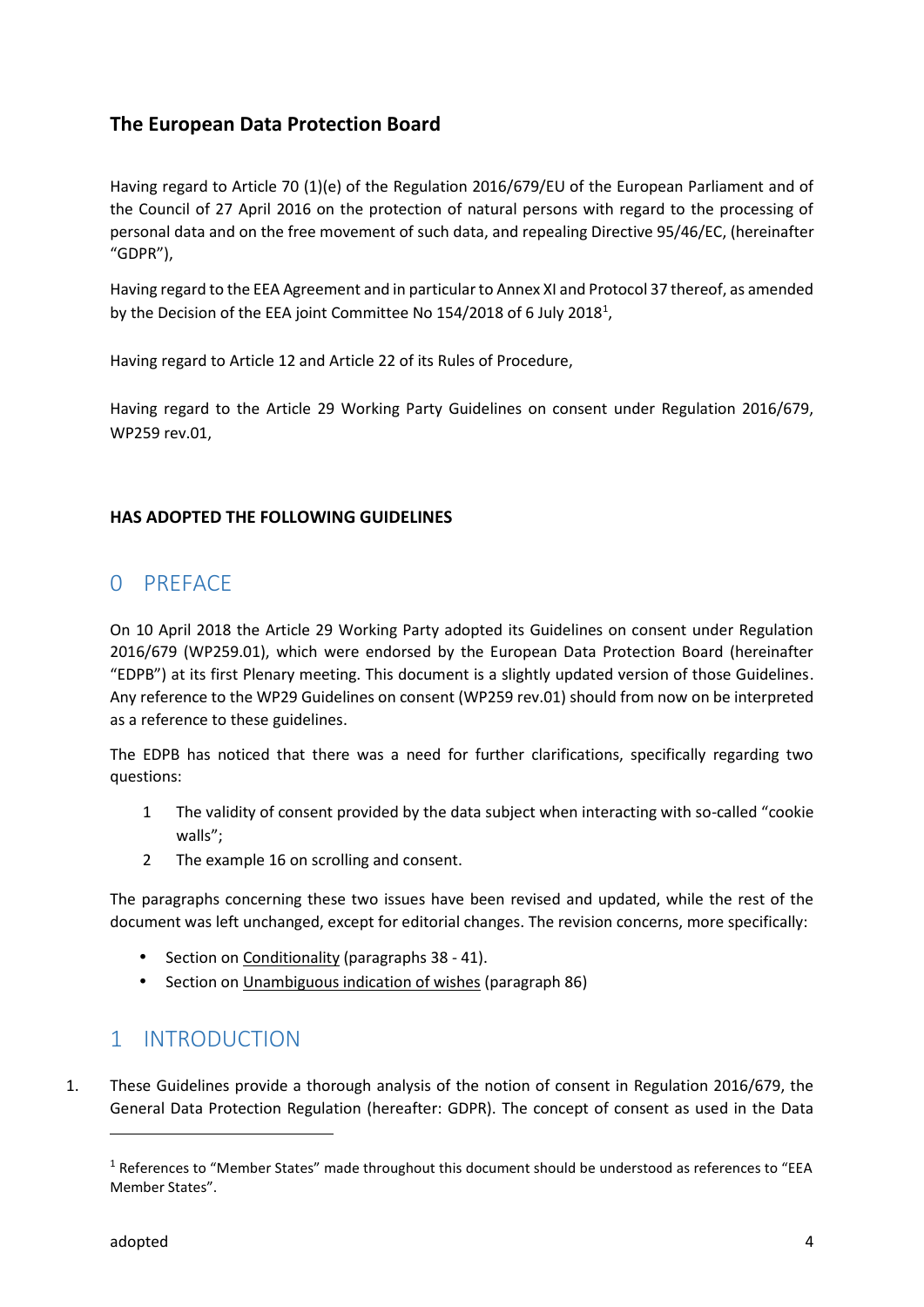## The European Data Protection Board

Having regard to Article 70 (1)(e) of the Regulation 2016/679/EU of the European Parliament and of the Council of 27 April 2016 on the protection of natural persons with regard to the processing of personal data and on the free movement of such data, and repealing Directive 95/46/EC, (hereinafter "GDPR"),

Having regard to the EEA Agreement and in particular to Annex XI and Protocol 37 thereof, as amended by the Decision of the EEA joint Committee No 154/2018 of 6 July 2018[1],

Having regard to Article 12 and Article 22 of its Rules of Procedure,

Having regard to the Article 29 Working Party Guidelines on consent under Regulation 2016/679, WP259 rev.01,

**HAS ADOPTED THE FOLLOWING GUIDELINES**

# 0 PREFACE

On 10 April 2018 the Article 29 Working Party adopted its Guidelines on consent under Regulation 2016/679 (WP259.01), which were endorsed by the European Data Protection Board (hereinafter "EDPB") at its first Plenary meeting. This document is a slightly updated version of those Guidelines. Any reference to the WP29 Guidelines on consent (WP259 rev.01) should from now on be interpreted as a reference to these guidelines.

The EDPB has noticed that there was a need for further clarifications, specifically regarding two questions:

1. The validity of consent provided by the data subject when interacting with so-called "cookie walls";
2. The example 16 on scrolling and consent.

The paragraphs concerning these two issues have been revised and updated, while the rest of the document was left unchanged, except for editorial changes. The revision concerns, more specifically:

- Section on Conditionality (paragraphs 38 - 41).
- Section on Unambiguous indication of wishes (paragraph 86)

# 1 INTRODUCTION

1. These Guidelines provide a thorough analysis of the notion of consent in Regulation 2016/679, the General Data Protection Regulation (hereafter: GDPR). The concept of consent as used in the Data

[1] References to "Member States" made throughout this document should be understood as references to "EEA Member States".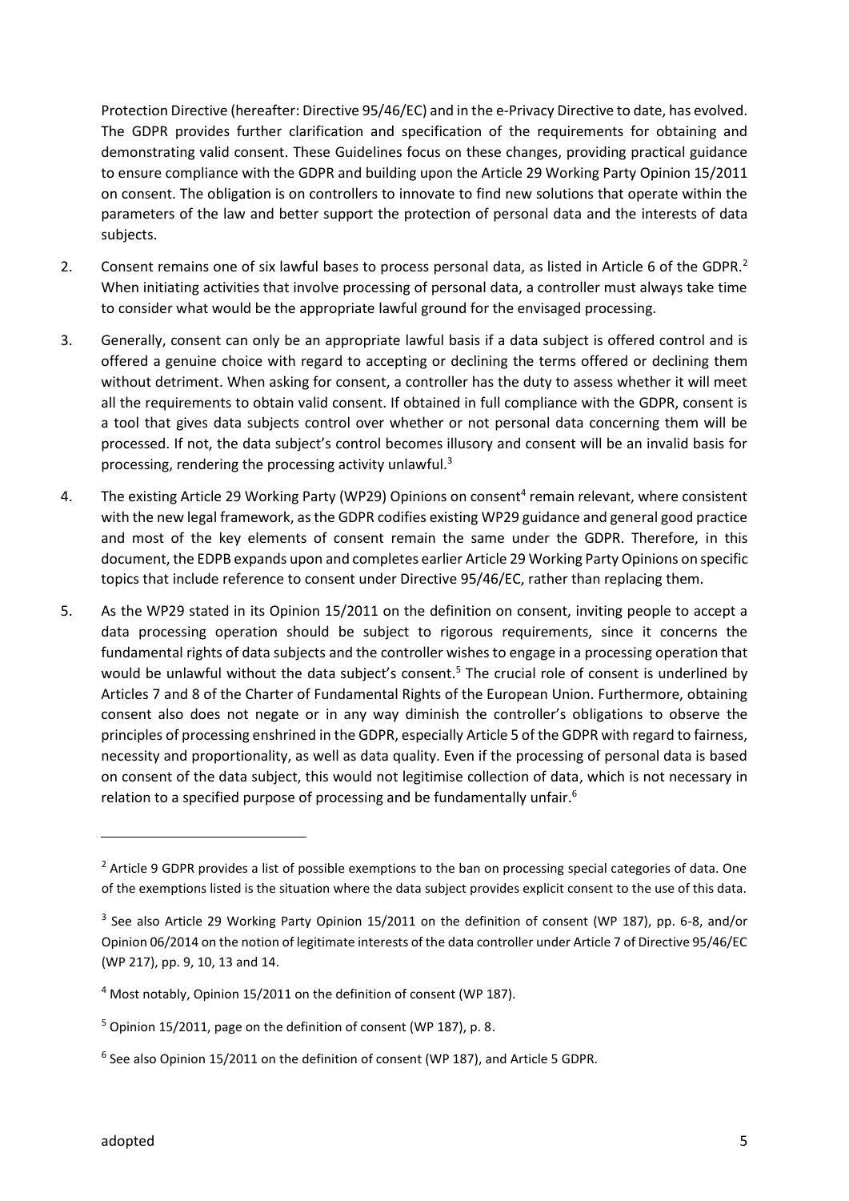Protection Directive (hereafter: Directive 95/46/EC) and in the e-Privacy Directive to date, has evolved. The GDPR provides further clarification and specification of the requirements for obtaining and demonstrating valid consent. These Guidelines focus on these changes, providing practical guidance to ensure compliance with the GDPR and building upon the Article 29 Working Party Opinion 15/2011 on consent. The obligation is on controllers to innovate to find new solutions that operate within the parameters of the law and better support the protection of personal data and the interests of data subjects.

2. Consent remains one of six lawful bases to process personal data, as listed in Article 6 of the GDPR.[2] When initiating activities that involve processing of personal data, a controller must always take time to consider what would be the appropriate lawful ground for the envisaged processing.

3. Generally, consent can only be an appropriate lawful basis if a data subject is offered control and is offered a genuine choice with regard to accepting or declining the terms offered or declining them without detriment. When asking for consent, a controller has the duty to assess whether it will meet all the requirements to obtain valid consent. If obtained in full compliance with the GDPR, consent is a tool that gives data subjects control over whether or not personal data concerning them will be processed. If not, the data subject's control becomes illusory and consent will be an invalid basis for processing, rendering the processing activity unlawful.[3]

4. The existing Article 29 Working Party (WP29) Opinions on consent[4] remain relevant, where consistent with the new legal framework, as the GDPR codifies existing WP29 guidance and general good practice and most of the key elements of consent remain the same under the GDPR. Therefore, in this document, the EDPB expands upon and completes earlier Article 29 Working Party Opinions on specific topics that include reference to consent under Directive 95/46/EC, rather than replacing them.

5. As the WP29 stated in its Opinion 15/2011 on the definition on consent, inviting people to accept a data processing operation should be subject to rigorous requirements, since it concerns the fundamental rights of data subjects and the controller wishes to engage in a processing operation that would be unlawful without the data subject's consent.[5] The crucial role of consent is underlined by Articles 7 and 8 of the Charter of Fundamental Rights of the European Union. Furthermore, obtaining consent also does not negate or in any way diminish the controller's obligations to observe the principles of processing enshrined in the GDPR, especially Article 5 of the GDPR with regard to fairness, necessity and proportionality, as well as data quality. Even if the processing of personal data is based on consent of the data subject, this would not legitimise collection of data, which is not necessary in relation to a specified purpose of processing and be fundamentally unfair.[6]

---

[2] Article 9 GDPR provides a list of possible exemptions to the ban on processing special categories of data. One of the exemptions listed is the situation where the data subject provides explicit consent to the use of this data.

[3] See also Article 29 Working Party Opinion 15/2011 on the definition of consent (WP 187), pp. 6-8, and/or Opinion 06/2014 on the notion of legitimate interests of the data controller under Article 7 of Directive 95/46/EC (WP 217), pp. 9, 10, 13 and 14.

[4] Most notably, Opinion 15/2011 on the definition of consent (WP 187).

[5] Opinion 15/2011, page on the definition of consent (WP 187), p. 8.

[6] See also Opinion 15/2011 on the definition of consent (WP 187), and Article 5 GDPR.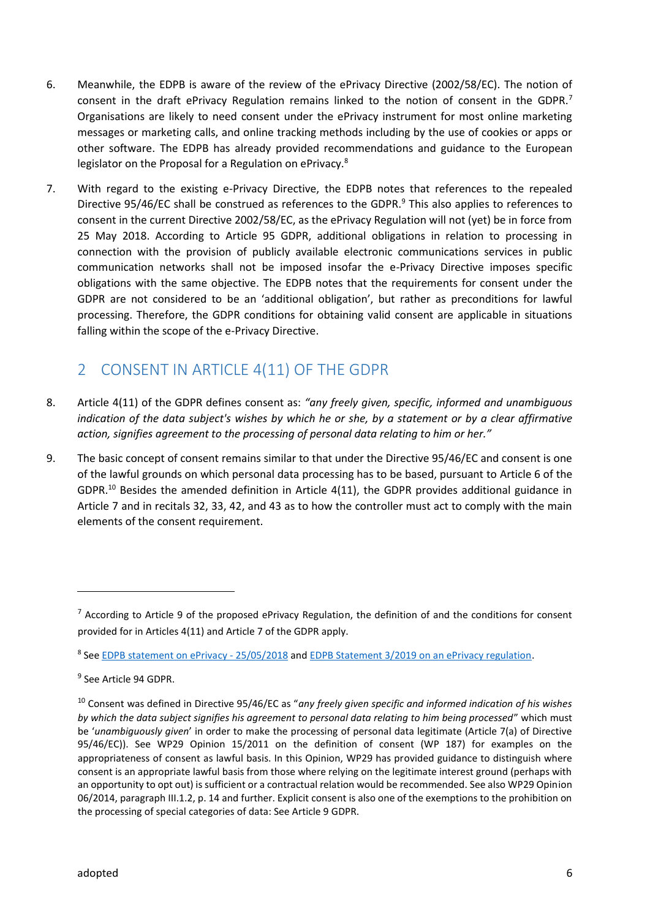6. Meanwhile, the EDPB is aware of the review of the ePrivacy Directive (2002/58/EC). The notion of consent in the draft ePrivacy Regulation remains linked to the notion of consent in the GDPR.[7] Organisations are likely to need consent under the ePrivacy instrument for most online marketing messages or marketing calls, and online tracking methods including by the use of cookies or apps or other software. The EDPB has already provided recommendations and guidance to the European legislator on the Proposal for a Regulation on ePrivacy.[8]

7. With regard to the existing e-Privacy Directive, the EDPB notes that references to the repealed Directive 95/46/EC shall be construed as references to the GDPR.[9] This also applies to references to consent in the current Directive 2002/58/EC, as the ePrivacy Regulation will not (yet) be in force from 25 May 2018. According to Article 95 GDPR, additional obligations in relation to processing in connection with the provision of publicly available electronic communications services in public communication networks shall not be imposed insofar the e-Privacy Directive imposes specific obligations with the same objective. The EDPB notes that the requirements for consent under the GDPR are not considered to be an 'additional obligation', but rather as preconditions for lawful processing. Therefore, the GDPR conditions for obtaining valid consent are applicable in situations falling within the scope of the e-Privacy Directive.

## 2 CONSENT IN ARTICLE 4(11) OF THE GDPR

8. Article 4(11) of the GDPR defines consent as: *"any freely given, specific, informed and unambiguous indication of the data subject's wishes by which he or she, by a statement or by a clear affirmative action, signifies agreement to the processing of personal data relating to him or her."*

9. The basic concept of consent remains similar to that under the Directive 95/46/EC and consent is one of the lawful grounds on which personal data processing has to be based, pursuant to Article 6 of the GDPR.[10] Besides the amended definition in Article 4(11), the GDPR provides additional guidance in Article 7 and in recitals 32, 33, 42, and 43 as to how the controller must act to comply with the main elements of the consent requirement.

---

[7] According to Article 9 of the proposed ePrivacy Regulation, the definition of and the conditions for consent provided for in Articles 4(11) and Article 7 of the GDPR apply.

[8] See EDPB statement on ePrivacy - 25/05/2018 and EDPB Statement 3/2019 on an ePrivacy regulation.

[9] See Article 94 GDPR.

[10] Consent was defined in Directive 95/46/EC as "*any freely given specific and informed indication of his wishes by which the data subject signifies his agreement to personal data relating to him being processed*" which must be '*unambiguously given*' in order to make the processing of personal data legitimate (Article 7(a) of Directive 95/46/EC)). See WP29 Opinion 15/2011 on the definition of consent (WP 187) for examples on the appropriateness of consent as lawful basis. In this Opinion, WP29 has provided guidance to distinguish where consent is an appropriate lawful basis from those where relying on the legitimate interest ground (perhaps with an opportunity to opt out) is sufficient or a contractual relation would be recommended. See also WP29 Opinion 06/2014, paragraph III.1.2, p. 14 and further. Explicit consent is also one of the exemptions to the prohibition on the processing of special categories of data: See Article 9 GDPR.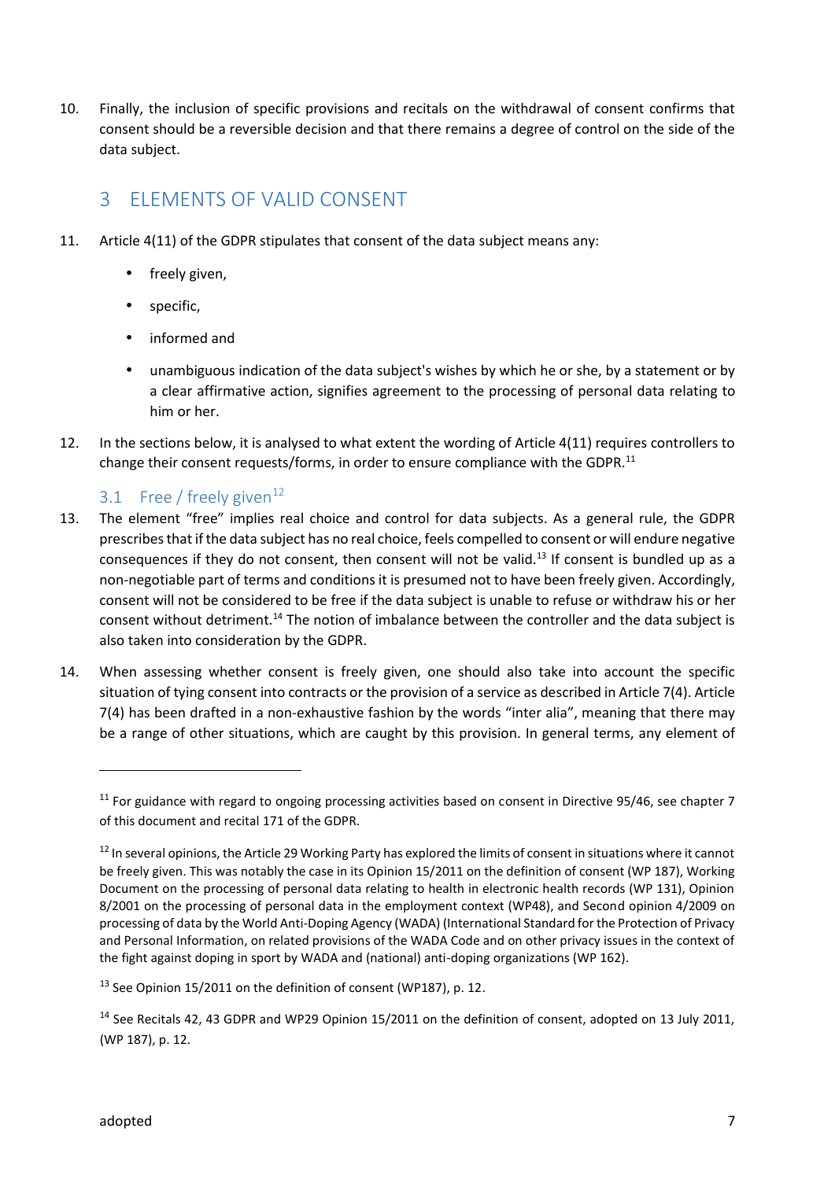10. Finally, the inclusion of specific provisions and recitals on the withdrawal of consent confirms that consent should be a reversible decision and that there remains a degree of control on the side of the data subject.

## 3 ELEMENTS OF VALID CONSENT

11. Article 4(11) of the GDPR stipulates that consent of the data subject means any:

    - freely given,
    - specific,
    - informed and
    - unambiguous indication of the data subject's wishes by which he or she, by a statement or by a clear affirmative action, signifies agreement to the processing of personal data relating to him or her.

12. In the sections below, it is analysed to what extent the wording of Article 4(11) requires controllers to change their consent requests/forms, in order to ensure compliance with the GDPR.[11]

### 3.1 Free / freely given[12]

13. The element "free" implies real choice and control for data subjects. As a general rule, the GDPR prescribes that if the data subject has no real choice, feels compelled to consent or will endure negative consequences if they do not consent, then consent will not be valid.[13] If consent is bundled up as a non-negotiable part of terms and conditions it is presumed not to have been freely given. Accordingly, consent will not be considered to be free if the data subject is unable to refuse or withdraw his or her consent without detriment.[14] The notion of imbalance between the controller and the data subject is also taken into consideration by the GDPR.

14. When assessing whether consent is freely given, one should also take into account the specific situation of tying consent into contracts or the provision of a service as described in Article 7(4). Article 7(4) has been drafted in a non-exhaustive fashion by the words "inter alia", meaning that there may be a range of other situations, which are caught by this provision. In general terms, any element of

---

[11] For guidance with regard to ongoing processing activities based on consent in Directive 95/46, see chapter 7 of this document and recital 171 of the GDPR.

[12] In several opinions, the Article 29 Working Party has explored the limits of consent in situations where it cannot be freely given. This was notably the case in its Opinion 15/2011 on the definition of consent (WP 187), Working Document on the processing of personal data relating to health in electronic health records (WP 131), Opinion 8/2001 on the processing of personal data in the employment context (WP48), and Second opinion 4/2009 on processing of data by the World Anti-Doping Agency (WADA) (International Standard for the Protection of Privacy and Personal Information, on related provisions of the WADA Code and on other privacy issues in the context of the fight against doping in sport by WADA and (national) anti-doping organizations (WP 162).

[13] See Opinion 15/2011 on the definition of consent (WP187), p. 12.

[14] See Recitals 42, 43 GDPR and WP29 Opinion 15/2011 on the definition of consent, adopted on 13 July 2011, (WP 187), p. 12.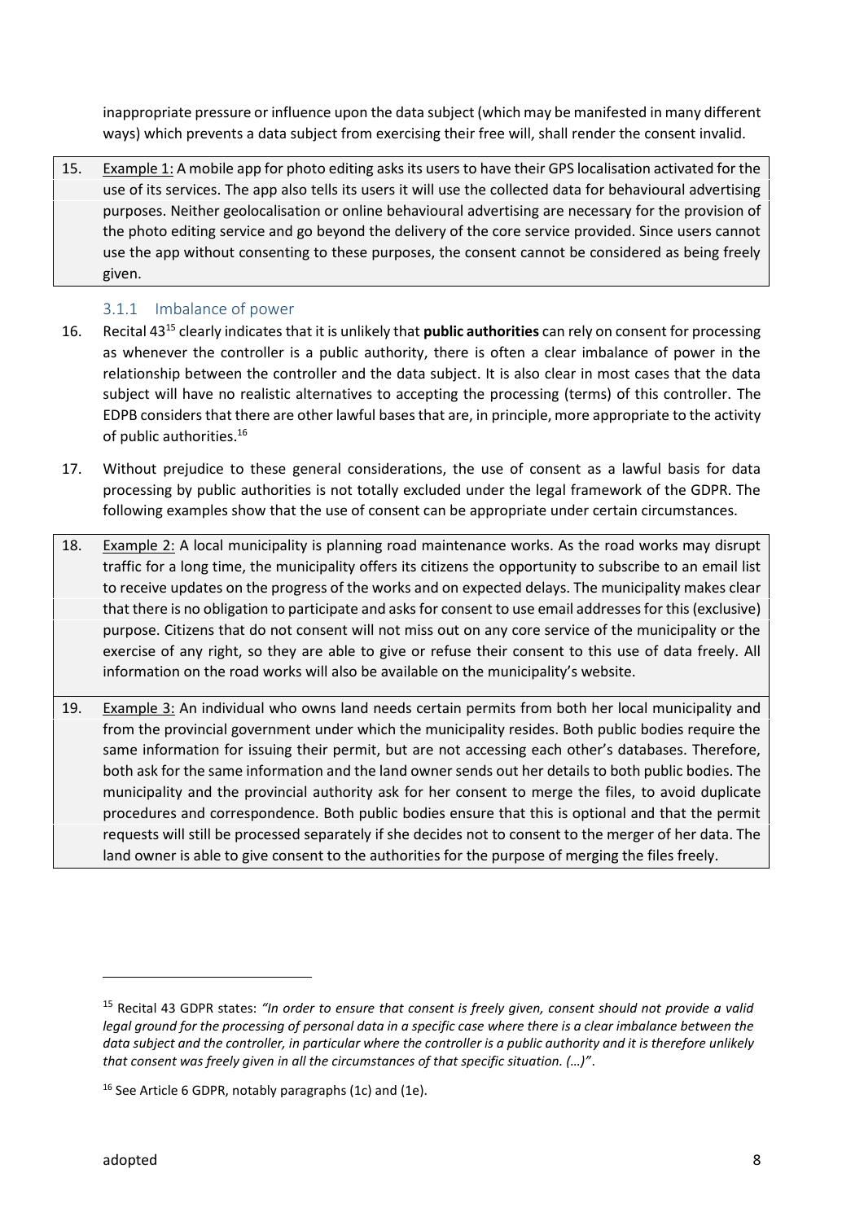inappropriate pressure or influence upon the data subject (which may be manifested in many different ways) which prevents a data subject from exercising their free will, shall render the consent invalid.

15. Example 1: A mobile app for photo editing asks its users to have their GPS localisation activated for the use of its services. The app also tells its users it will use the collected data for behavioural advertising purposes. Neither geolocalisation or online behavioural advertising are necessary for the provision of the photo editing service and go beyond the delivery of the core service provided. Since users cannot use the app without consenting to these purposes, the consent cannot be considered as being freely given.

### 3.1.1 Imbalance of power

16. Recital 43[15] clearly indicates that it is unlikely that **public authorities** can rely on consent for processing as whenever the controller is a public authority, there is often a clear imbalance of power in the relationship between the controller and the data subject. It is also clear in most cases that the data subject will have no realistic alternatives to accepting the processing (terms) of this controller. The EDPB considers that there are other lawful bases that are, in principle, more appropriate to the activity of public authorities.[16]

17. Without prejudice to these general considerations, the use of consent as a lawful basis for data processing by public authorities is not totally excluded under the legal framework of the GDPR. The following examples show that the use of consent can be appropriate under certain circumstances.

18. Example 2: A local municipality is planning road maintenance works. As the road works may disrupt traffic for a long time, the municipality offers its citizens the opportunity to subscribe to an email list to receive updates on the progress of the works and on expected delays. The municipality makes clear that there is no obligation to participate and asks for consent to use email addresses for this (exclusive) purpose. Citizens that do not consent will not miss out on any core service of the municipality or the exercise of any right, so they are able to give or refuse their consent to this use of data freely. All information on the road works will also be available on the municipality's website.

19. Example 3: An individual who owns land needs certain permits from both her local municipality and from the provincial government under which the municipality resides. Both public bodies require the same information for issuing their permit, but are not accessing each other's databases. Therefore, both ask for the same information and the land owner sends out her details to both public bodies. The municipality and the provincial authority ask for her consent to merge the files, to avoid duplicate procedures and correspondence. Both public bodies ensure that this is optional and that the permit requests will still be processed separately if she decides not to consent to the merger of her data. The land owner is able to give consent to the authorities for the purpose of merging the files freely.

---

[15] Recital 43 GDPR states: *"In order to ensure that consent is freely given, consent should not provide a valid legal ground for the processing of personal data in a specific case where there is a clear imbalance between the data subject and the controller, in particular where the controller is a public authority and it is therefore unlikely that consent was freely given in all the circumstances of that specific situation. (…)"*.

[16] See Article 6 GDPR, notably paragraphs (1c) and (1e).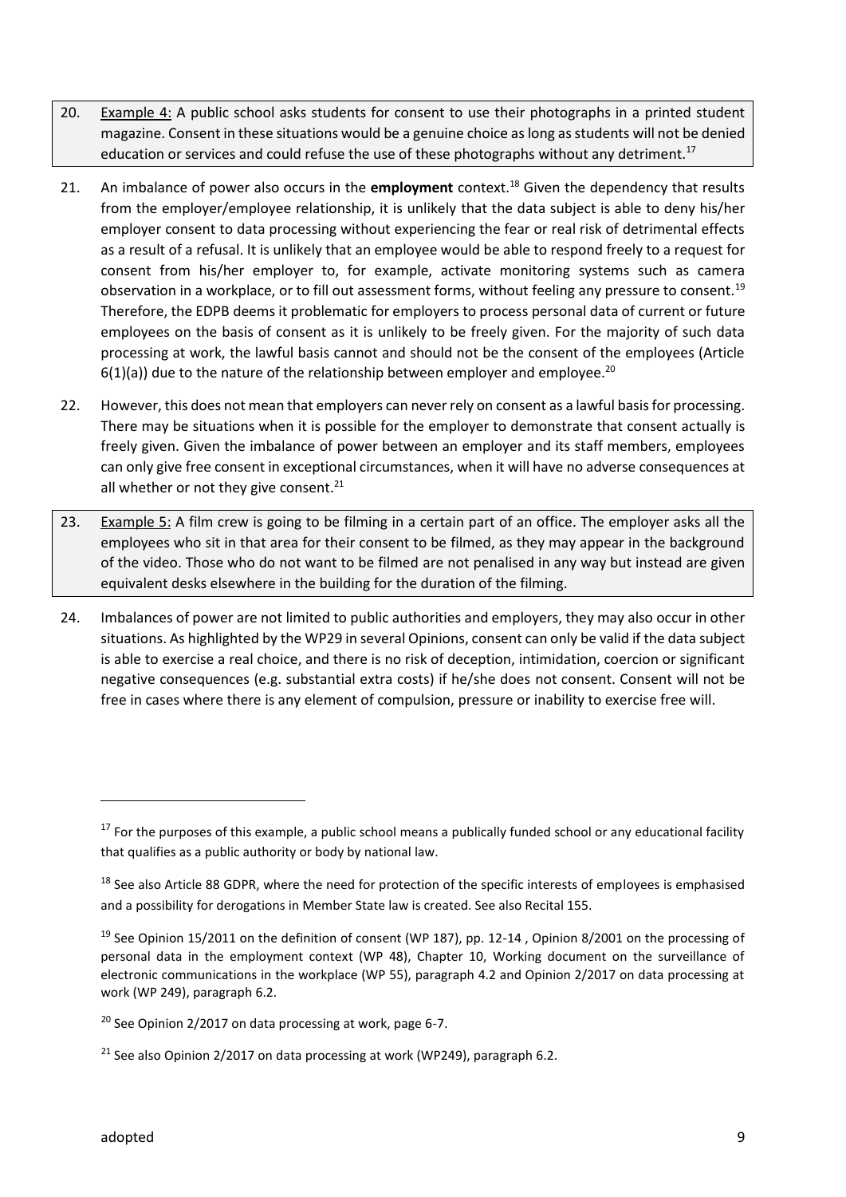20. Example 4: A public school asks students for consent to use their photographs in a printed student magazine. Consent in these situations would be a genuine choice as long as students will not be denied education or services and could refuse the use of these photographs without any detriment.[17]

21. An imbalance of power also occurs in the **employment** context.[18] Given the dependency that results from the employer/employee relationship, it is unlikely that the data subject is able to deny his/her employer consent to data processing without experiencing the fear or real risk of detrimental effects as a result of a refusal. It is unlikely that an employee would be able to respond freely to a request for consent from his/her employer to, for example, activate monitoring systems such as camera observation in a workplace, or to fill out assessment forms, without feeling any pressure to consent.[19] Therefore, the EDPB deems it problematic for employers to process personal data of current or future employees on the basis of consent as it is unlikely to be freely given. For the majority of such data processing at work, the lawful basis cannot and should not be the consent of the employees (Article 6(1)(a)) due to the nature of the relationship between employer and employee.[20]

22. However, this does not mean that employers can never rely on consent as a lawful basis for processing. There may be situations when it is possible for the employer to demonstrate that consent actually is freely given. Given the imbalance of power between an employer and its staff members, employees can only give free consent in exceptional circumstances, when it will have no adverse consequences at all whether or not they give consent.[21]

23. Example 5: A film crew is going to be filming in a certain part of an office. The employer asks all the employees who sit in that area for their consent to be filmed, as they may appear in the background of the video. Those who do not want to be filmed are not penalised in any way but instead are given equivalent desks elsewhere in the building for the duration of the filming.

24. Imbalances of power are not limited to public authorities and employers, they may also occur in other situations. As highlighted by the WP29 in several Opinions, consent can only be valid if the data subject is able to exercise a real choice, and there is no risk of deception, intimidation, coercion or significant negative consequences (e.g. substantial extra costs) if he/she does not consent. Consent will not be free in cases where there is any element of compulsion, pressure or inability to exercise free will.

---

[17] For the purposes of this example, a public school means a publically funded school or any educational facility that qualifies as a public authority or body by national law.

[18] See also Article 88 GDPR, where the need for protection of the specific interests of employees is emphasised and a possibility for derogations in Member State law is created. See also Recital 155.

[19] See Opinion 15/2011 on the definition of consent (WP 187), pp. 12-14 , Opinion 8/2001 on the processing of personal data in the employment context (WP 48), Chapter 10, Working document on the surveillance of electronic communications in the workplace (WP 55), paragraph 4.2 and Opinion 2/2017 on data processing at work (WP 249), paragraph 6.2.

[20] See Opinion 2/2017 on data processing at work, page 6-7.

[21] See also Opinion 2/2017 on data processing at work (WP249), paragraph 6.2.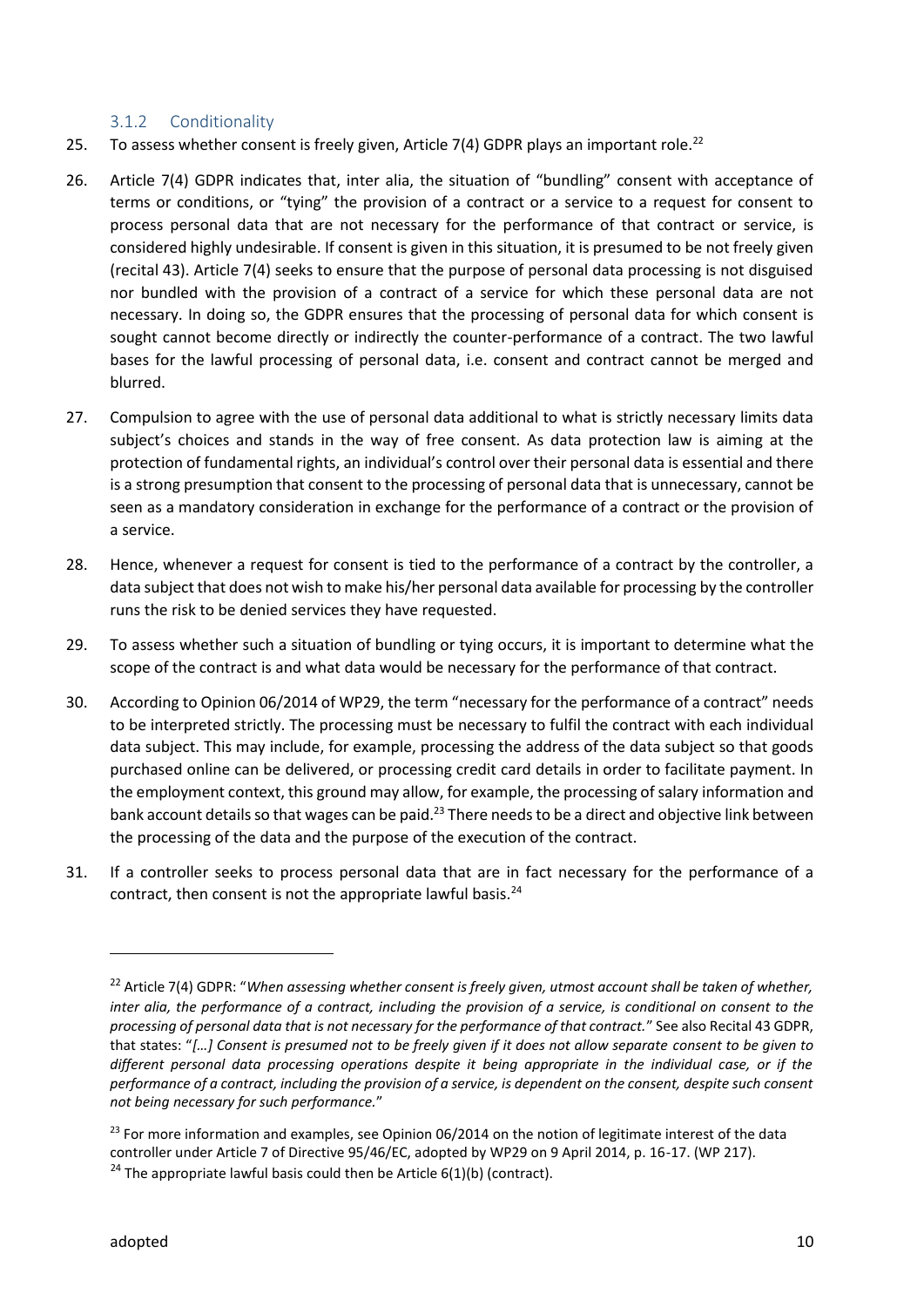### 3.1.2 Conditionality

25. To assess whether consent is freely given, Article 7(4) GDPR plays an important role.[22]

26. Article 7(4) GDPR indicates that, inter alia, the situation of "bundling" consent with acceptance of terms or conditions, or "tying" the provision of a contract or a service to a request for consent to process personal data that are not necessary for the performance of that contract or service, is considered highly undesirable. If consent is given in this situation, it is presumed to be not freely given (recital 43). Article 7(4) seeks to ensure that the purpose of personal data processing is not disguised nor bundled with the provision of a contract of a service for which these personal data are not necessary. In doing so, the GDPR ensures that the processing of personal data for which consent is sought cannot become directly or indirectly the counter-performance of a contract. The two lawful bases for the lawful processing of personal data, i.e. consent and contract cannot be merged and blurred.

27. Compulsion to agree with the use of personal data additional to what is strictly necessary limits data subject's choices and stands in the way of free consent. As data protection law is aiming at the protection of fundamental rights, an individual's control over their personal data is essential and there is a strong presumption that consent to the processing of personal data that is unnecessary, cannot be seen as a mandatory consideration in exchange for the performance of a contract or the provision of a service.

28. Hence, whenever a request for consent is tied to the performance of a contract by the controller, a data subject that does not wish to make his/her personal data available for processing by the controller runs the risk to be denied services they have requested.

29. To assess whether such a situation of bundling or tying occurs, it is important to determine what the scope of the contract is and what data would be necessary for the performance of that contract.

30. According to Opinion 06/2014 of WP29, the term "necessary for the performance of a contract" needs to be interpreted strictly. The processing must be necessary to fulfil the contract with each individual data subject. This may include, for example, processing the address of the data subject so that goods purchased online can be delivered, or processing credit card details in order to facilitate payment. In the employment context, this ground may allow, for example, the processing of salary information and bank account details so that wages can be paid.[23] There needs to be a direct and objective link between the processing of the data and the purpose of the execution of the contract.

31. If a controller seeks to process personal data that are in fact necessary for the performance of a contract, then consent is not the appropriate lawful basis.[24]

---

[22] Article 7(4) GDPR: "*When assessing whether consent is freely given, utmost account shall be taken of whether, inter alia, the performance of a contract, including the provision of a service, is conditional on consent to the processing of personal data that is not necessary for the performance of that contract.*" See also Recital 43 GDPR, that states: "*[…] Consent is presumed not to be freely given if it does not allow separate consent to be given to different personal data processing operations despite it being appropriate in the individual case, or if the performance of a contract, including the provision of a service, is dependent on the consent, despite such consent not being necessary for such performance.*"

[23] For more information and examples, see Opinion 06/2014 on the notion of legitimate interest of the data controller under Article 7 of Directive 95/46/EC, adopted by WP29 on 9 April 2014, p. 16-17. (WP 217).

[24] The appropriate lawful basis could then be Article 6(1)(b) (contract).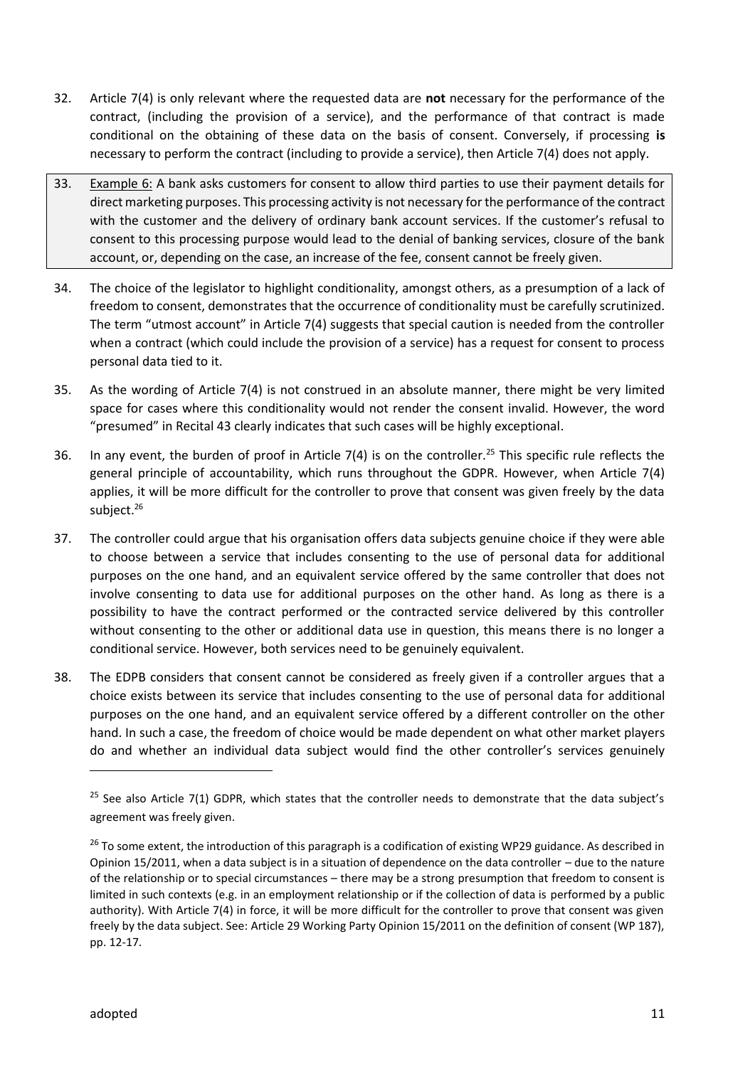32. Article 7(4) is only relevant where the requested data are **not** necessary for the performance of the contract, (including the provision of a service), and the performance of that contract is made conditional on the obtaining of these data on the basis of consent. Conversely, if processing **is** necessary to perform the contract (including to provide a service), then Article 7(4) does not apply.

33. Example 6: A bank asks customers for consent to allow third parties to use their payment details for direct marketing purposes. This processing activity is not necessary for the performance of the contract with the customer and the delivery of ordinary bank account services. If the customer's refusal to consent to this processing purpose would lead to the denial of banking services, closure of the bank account, or, depending on the case, an increase of the fee, consent cannot be freely given.

34. The choice of the legislator to highlight conditionality, amongst others, as a presumption of a lack of freedom to consent, demonstrates that the occurrence of conditionality must be carefully scrutinized. The term "utmost account" in Article 7(4) suggests that special caution is needed from the controller when a contract (which could include the provision of a service) has a request for consent to process personal data tied to it.

35. As the wording of Article 7(4) is not construed in an absolute manner, there might be very limited space for cases where this conditionality would not render the consent invalid. However, the word "presumed" in Recital 43 clearly indicates that such cases will be highly exceptional.

36. In any event, the burden of proof in Article 7(4) is on the controller.[25] This specific rule reflects the general principle of accountability, which runs throughout the GDPR. However, when Article 7(4) applies, it will be more difficult for the controller to prove that consent was given freely by the data subject.[26]

37. The controller could argue that his organisation offers data subjects genuine choice if they were able to choose between a service that includes consenting to the use of personal data for additional purposes on the one hand, and an equivalent service offered by the same controller that does not involve consenting to data use for additional purposes on the other hand. As long as there is a possibility to have the contract performed or the contracted service delivered by this controller without consenting to the other or additional data use in question, this means there is no longer a conditional service. However, both services need to be genuinely equivalent.

38. The EDPB considers that consent cannot be considered as freely given if a controller argues that a choice exists between its service that includes consenting to the use of personal data for additional purposes on the one hand, and an equivalent service offered by a different controller on the other hand. In such a case, the freedom of choice would be made dependent on what other market players do and whether an individual data subject would find the other controller's services genuinely

---

[25] See also Article 7(1) GDPR, which states that the controller needs to demonstrate that the data subject's agreement was freely given.

[26] To some extent, the introduction of this paragraph is a codification of existing WP29 guidance. As described in Opinion 15/2011, when a data subject is in a situation of dependence on the data controller – due to the nature of the relationship or to special circumstances – there may be a strong presumption that freedom to consent is limited in such contexts (e.g. in an employment relationship or if the collection of data is performed by a public authority). With Article 7(4) in force, it will be more difficult for the controller to prove that consent was given freely by the data subject. See: Article 29 Working Party Opinion 15/2011 on the definition of consent (WP 187), pp. 12-17.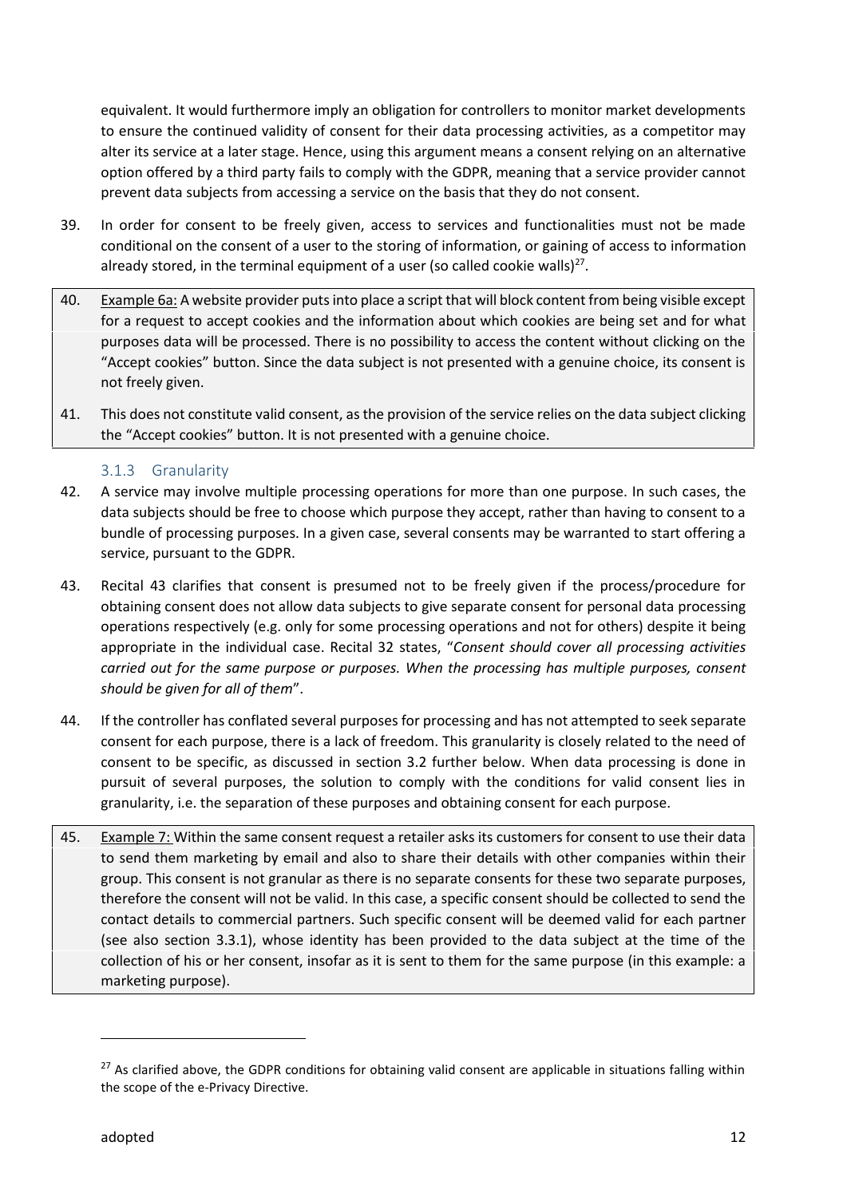equivalent. It would furthermore imply an obligation for controllers to monitor market developments to ensure the continued validity of consent for their data processing activities, as a competitor may alter its service at a later stage. Hence, using this argument means a consent relying on an alternative option offered by a third party fails to comply with the GDPR, meaning that a service provider cannot prevent data subjects from accessing a service on the basis that they do not consent.

39. In order for consent to be freely given, access to services and functionalities must not be made conditional on the consent of a user to the storing of information, or gaining of access to information already stored, in the terminal equipment of a user (so called cookie walls)[27].

40. Example 6a: A website provider puts into place a script that will block content from being visible except for a request to accept cookies and the information about which cookies are being set and for what purposes data will be processed. There is no possibility to access the content without clicking on the "Accept cookies" button. Since the data subject is not presented with a genuine choice, its consent is not freely given.

41. This does not constitute valid consent, as the provision of the service relies on the data subject clicking the "Accept cookies" button. It is not presented with a genuine choice.

### 3.1.3 Granularity

42. A service may involve multiple processing operations for more than one purpose. In such cases, the data subjects should be free to choose which purpose they accept, rather than having to consent to a bundle of processing purposes. In a given case, several consents may be warranted to start offering a service, pursuant to the GDPR.

43. Recital 43 clarifies that consent is presumed not to be freely given if the process/procedure for obtaining consent does not allow data subjects to give separate consent for personal data processing operations respectively (e.g. only for some processing operations and not for others) despite it being appropriate in the individual case. Recital 32 states, "*Consent should cover all processing activities carried out for the same purpose or purposes. When the processing has multiple purposes, consent should be given for all of them*".

44. If the controller has conflated several purposes for processing and has not attempted to seek separate consent for each purpose, there is a lack of freedom. This granularity is closely related to the need of consent to be specific, as discussed in section 3.2 further below. When data processing is done in pursuit of several purposes, the solution to comply with the conditions for valid consent lies in granularity, i.e. the separation of these purposes and obtaining consent for each purpose.

45. Example 7: Within the same consent request a retailer asks its customers for consent to use their data to send them marketing by email and also to share their details with other companies within their group. This consent is not granular as there is no separate consents for these two separate purposes, therefore the consent will not be valid. In this case, a specific consent should be collected to send the contact details to commercial partners. Such specific consent will be deemed valid for each partner (see also section 3.3.1), whose identity has been provided to the data subject at the time of the collection of his or her consent, insofar as it is sent to them for the same purpose (in this example: a marketing purpose).

[27] As clarified above, the GDPR conditions for obtaining valid consent are applicable in situations falling within the scope of the e-Privacy Directive.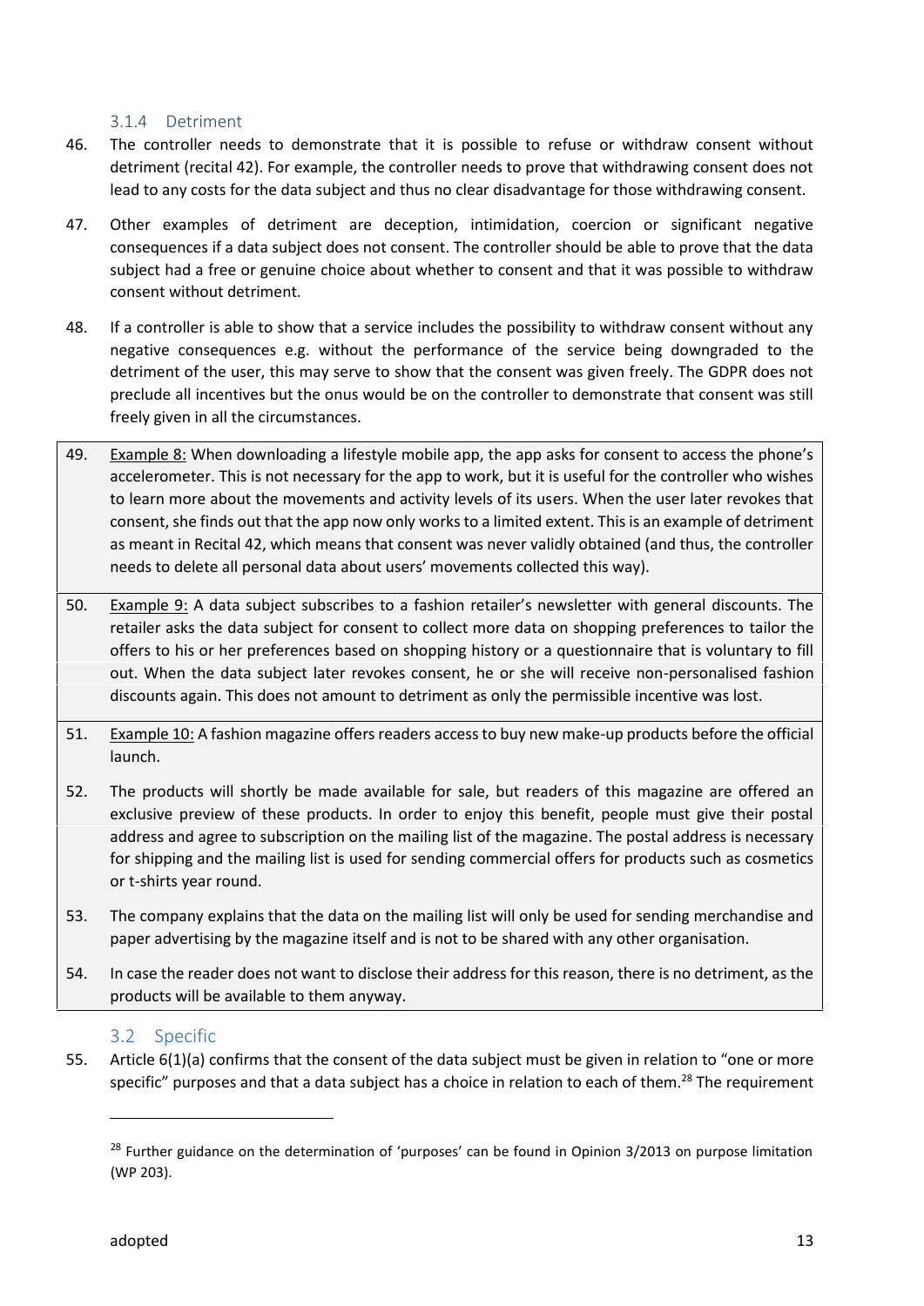#### 3.1.4 Detriment

46. The controller needs to demonstrate that it is possible to refuse or withdraw consent without detriment (recital 42). For example, the controller needs to prove that withdrawing consent does not lead to any costs for the data subject and thus no clear disadvantage for those withdrawing consent.

47. Other examples of detriment are deception, intimidation, coercion or significant negative consequences if a data subject does not consent. The controller should be able to prove that the data subject had a free or genuine choice about whether to consent and that it was possible to withdraw consent without detriment.

48. If a controller is able to show that a service includes the possibility to withdraw consent without any negative consequences e.g. without the performance of the service being downgraded to the detriment of the user, this may serve to show that the consent was given freely. The GDPR does not preclude all incentives but the onus would be on the controller to demonstrate that consent was still freely given in all the circumstances.

49. Example 8: When downloading a lifestyle mobile app, the app asks for consent to access the phone's accelerometer. This is not necessary for the app to work, but it is useful for the controller who wishes to learn more about the movements and activity levels of its users. When the user later revokes that consent, she finds out that the app now only works to a limited extent. This is an example of detriment as meant in Recital 42, which means that consent was never validly obtained (and thus, the controller needs to delete all personal data about users' movements collected this way).

50. Example 9: A data subject subscribes to a fashion retailer's newsletter with general discounts. The retailer asks the data subject for consent to collect more data on shopping preferences to tailor the offers to his or her preferences based on shopping history or a questionnaire that is voluntary to fill out. When the data subject later revokes consent, he or she will receive non-personalised fashion discounts again. This does not amount to detriment as only the permissible incentive was lost.

51. Example 10: A fashion magazine offers readers access to buy new make-up products before the official launch.

52. The products will shortly be made available for sale, but readers of this magazine are offered an exclusive preview of these products. In order to enjoy this benefit, people must give their postal address and agree to subscription on the mailing list of the magazine. The postal address is necessary for shipping and the mailing list is used for sending commercial offers for products such as cosmetics or t-shirts year round.

53. The company explains that the data on the mailing list will only be used for sending merchandise and paper advertising by the magazine itself and is not to be shared with any other organisation.

54. In case the reader does not want to disclose their address for this reason, there is no detriment, as the products will be available to them anyway.

### 3.2 Specific

55. Article 6(1)(a) confirms that the consent of the data subject must be given in relation to "one or more specific" purposes and that a data subject has a choice in relation to each of them.[28] The requirement

[28] Further guidance on the determination of 'purposes' can be found in Opinion 3/2013 on purpose limitation (WP 203).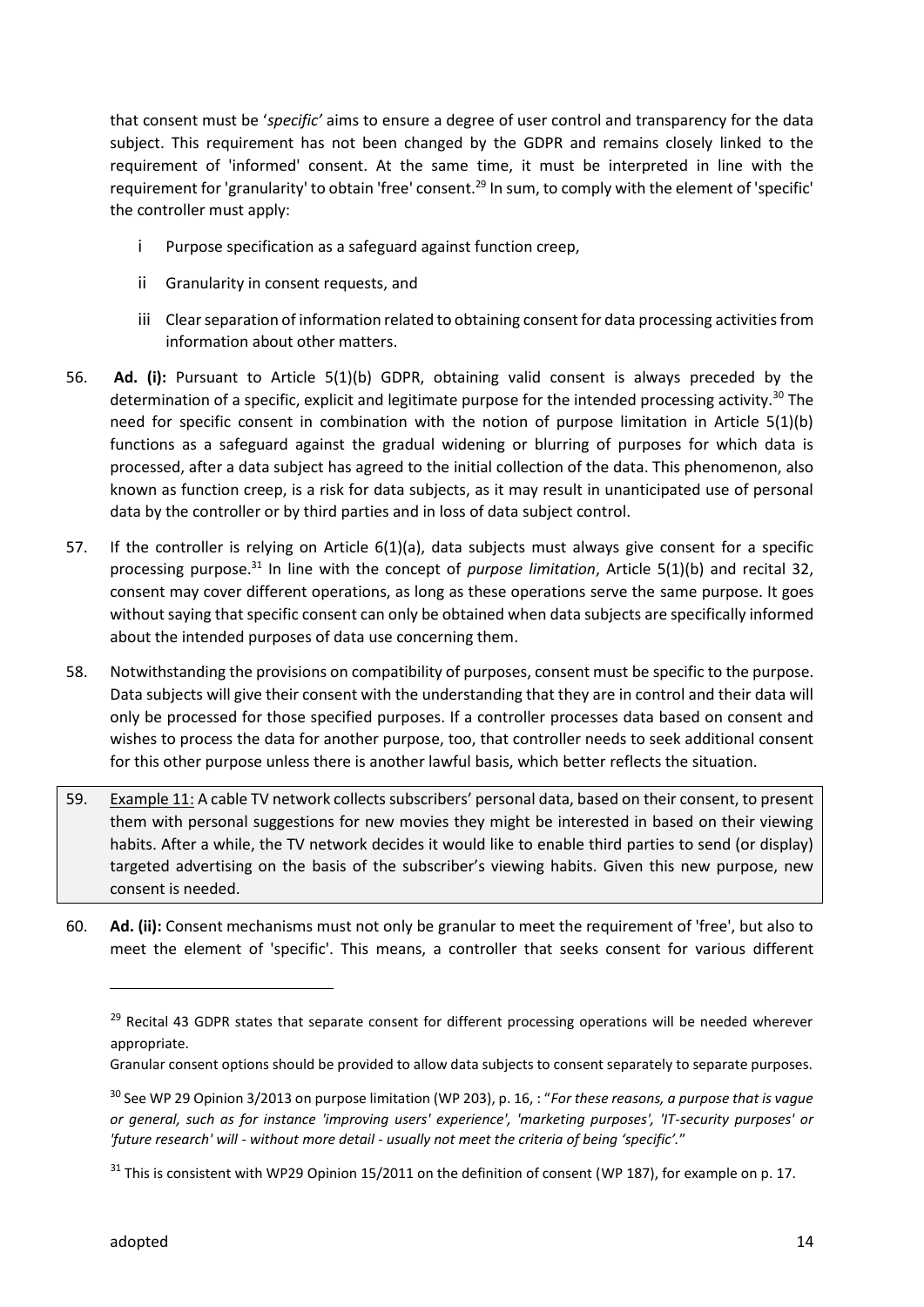that consent must be '*specific'* aims to ensure a degree of user control and transparency for the data subject. This requirement has not been changed by the GDPR and remains closely linked to the requirement of 'informed' consent. At the same time, it must be interpreted in line with the requirement for 'granularity' to obtain 'free' consent.[29] In sum, to comply with the element of 'specific' the controller must apply:

i Purpose specification as a safeguard against function creep,

ii Granularity in consent requests, and

iii Clear separation of information related to obtaining consent for data processing activities from information about other matters.

56. **Ad. (i):** Pursuant to Article 5(1)(b) GDPR, obtaining valid consent is always preceded by the determination of a specific, explicit and legitimate purpose for the intended processing activity.[30] The need for specific consent in combination with the notion of purpose limitation in Article 5(1)(b) functions as a safeguard against the gradual widening or blurring of purposes for which data is processed, after a data subject has agreed to the initial collection of the data. This phenomenon, also known as function creep, is a risk for data subjects, as it may result in unanticipated use of personal data by the controller or by third parties and in loss of data subject control.

57. If the controller is relying on Article 6(1)(a), data subjects must always give consent for a specific processing purpose.[31] In line with the concept of *purpose limitation*, Article 5(1)(b) and recital 32, consent may cover different operations, as long as these operations serve the same purpose. It goes without saying that specific consent can only be obtained when data subjects are specifically informed about the intended purposes of data use concerning them.

58. Notwithstanding the provisions on compatibility of purposes, consent must be specific to the purpose. Data subjects will give their consent with the understanding that they are in control and their data will only be processed for those specified purposes. If a controller processes data based on consent and wishes to process the data for another purpose, too, that controller needs to seek additional consent for this other purpose unless there is another lawful basis, which better reflects the situation.

59. Example 11: A cable TV network collects subscribers' personal data, based on their consent, to present them with personal suggestions for new movies they might be interested in based on their viewing habits. After a while, the TV network decides it would like to enable third parties to send (or display) targeted advertising on the basis of the subscriber's viewing habits. Given this new purpose, new consent is needed.

60. **Ad. (ii):** Consent mechanisms must not only be granular to meet the requirement of 'free', but also to meet the element of 'specific'. This means, a controller that seeks consent for various different

---

[29] Recital 43 GDPR states that separate consent for different processing operations will be needed wherever appropriate.

Granular consent options should be provided to allow data subjects to consent separately to separate purposes.

[30] See WP 29 Opinion 3/2013 on purpose limitation (WP 203), p. 16, : "*For these reasons, a purpose that is vague or general, such as for instance 'improving users' experience', 'marketing purposes', 'IT-security purposes' or 'future research' will - without more detail - usually not meet the criteria of being 'specific'.*"

[31] This is consistent with WP29 Opinion 15/2011 on the definition of consent (WP 187), for example on p. 17.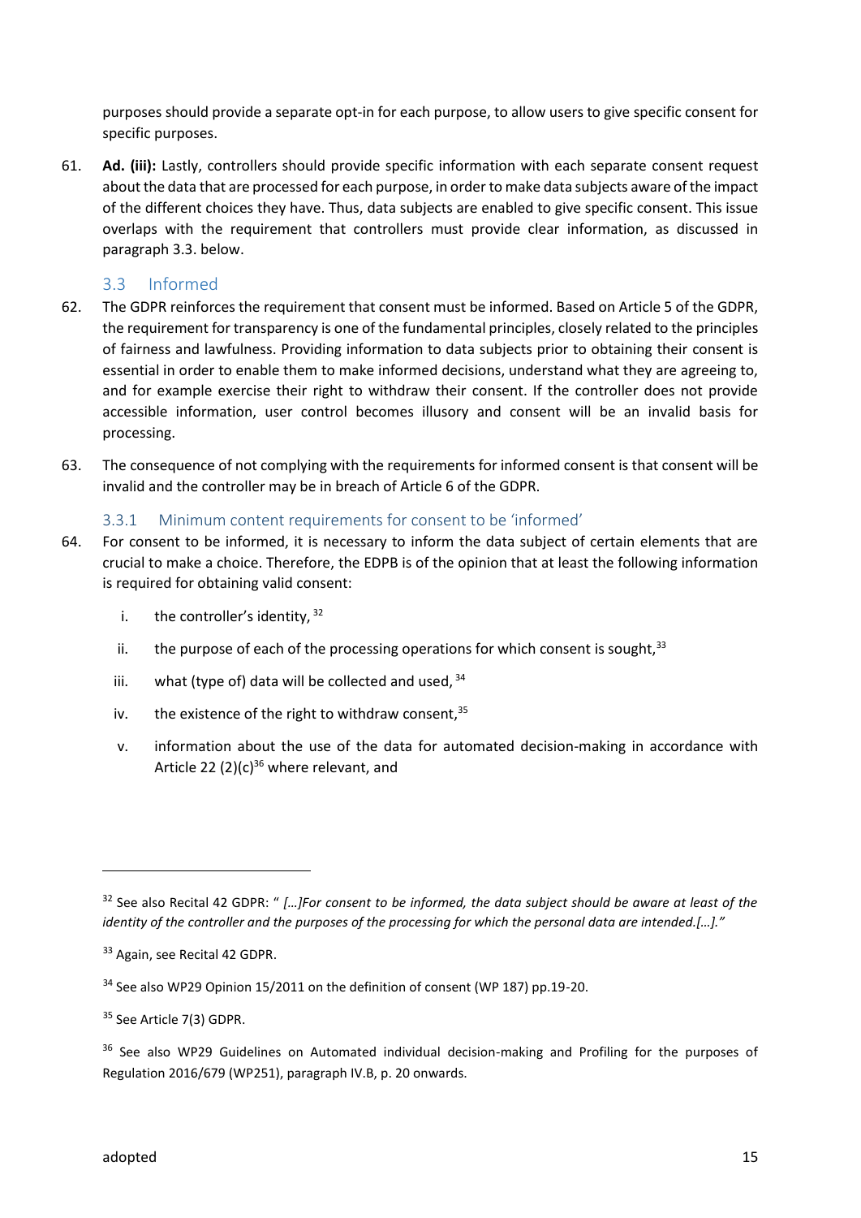purposes should provide a separate opt-in for each purpose, to allow users to give specific consent for specific purposes.

61. **Ad. (iii):** Lastly, controllers should provide specific information with each separate consent request about the data that are processed for each purpose, in order to make data subjects aware of the impact of the different choices they have. Thus, data subjects are enabled to give specific consent. This issue overlaps with the requirement that controllers must provide clear information, as discussed in paragraph 3.3. below.

### 3.3 Informed

62. The GDPR reinforces the requirement that consent must be informed. Based on Article 5 of the GDPR, the requirement for transparency is one of the fundamental principles, closely related to the principles of fairness and lawfulness. Providing information to data subjects prior to obtaining their consent is essential in order to enable them to make informed decisions, understand what they are agreeing to, and for example exercise their right to withdraw their consent. If the controller does not provide accessible information, user control becomes illusory and consent will be an invalid basis for processing.

63. The consequence of not complying with the requirements for informed consent is that consent will be invalid and the controller may be in breach of Article 6 of the GDPR.

#### 3.3.1 Minimum content requirements for consent to be 'informed'

64. For consent to be informed, it is necessary to inform the data subject of certain elements that are crucial to make a choice. Therefore, the EDPB is of the opinion that at least the following information is required for obtaining valid consent:

    i. the controller's identity, [32]

    ii. the purpose of each of the processing operations for which consent is sought,[33]

    iii. what (type of) data will be collected and used, [34]

    iv. the existence of the right to withdraw consent,[35]

    v. information about the use of the data for automated decision-making in accordance with Article 22 (2)(c)[36] where relevant, and

---

[32] See also Recital 42 GDPR: " *[…]For consent to be informed, the data subject should be aware at least of the identity of the controller and the purposes of the processing for which the personal data are intended.[…]."*

[33] Again, see Recital 42 GDPR.

[34] See also WP29 Opinion 15/2011 on the definition of consent (WP 187) pp.19-20.

[35] See Article 7(3) GDPR.

[36] See also WP29 Guidelines on Automated individual decision-making and Profiling for the purposes of Regulation 2016/679 (WP251), paragraph IV.B, p. 20 onwards.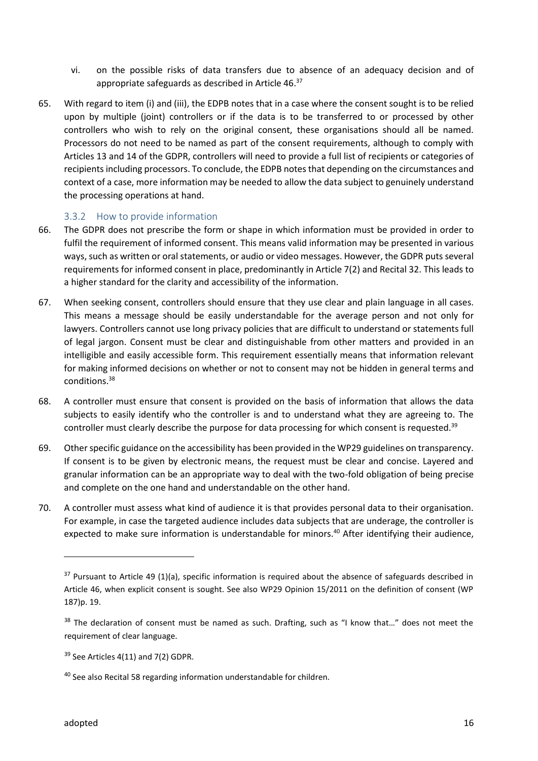vi. on the possible risks of data transfers due to absence of an adequacy decision and of appropriate safeguards as described in Article 46.[37]

65. With regard to item (i) and (iii), the EDPB notes that in a case where the consent sought is to be relied upon by multiple (joint) controllers or if the data is to be transferred to or processed by other controllers who wish to rely on the original consent, these organisations should all be named. Processors do not need to be named as part of the consent requirements, although to comply with Articles 13 and 14 of the GDPR, controllers will need to provide a full list of recipients or categories of recipients including processors. To conclude, the EDPB notes that depending on the circumstances and context of a case, more information may be needed to allow the data subject to genuinely understand the processing operations at hand.

### 3.3.2 How to provide information

66. The GDPR does not prescribe the form or shape in which information must be provided in order to fulfil the requirement of informed consent. This means valid information may be presented in various ways, such as written or oral statements, or audio or video messages. However, the GDPR puts several requirements for informed consent in place, predominantly in Article 7(2) and Recital 32. This leads to a higher standard for the clarity and accessibility of the information.

67. When seeking consent, controllers should ensure that they use clear and plain language in all cases. This means a message should be easily understandable for the average person and not only for lawyers. Controllers cannot use long privacy policies that are difficult to understand or statements full of legal jargon. Consent must be clear and distinguishable from other matters and provided in an intelligible and easily accessible form. This requirement essentially means that information relevant for making informed decisions on whether or not to consent may not be hidden in general terms and conditions.[38]

68. A controller must ensure that consent is provided on the basis of information that allows the data subjects to easily identify who the controller is and to understand what they are agreeing to. The controller must clearly describe the purpose for data processing for which consent is requested.[39]

69. Other specific guidance on the accessibility has been provided in the WP29 guidelines on transparency. If consent is to be given by electronic means, the request must be clear and concise. Layered and granular information can be an appropriate way to deal with the two-fold obligation of being precise and complete on the one hand and understandable on the other hand.

70. A controller must assess what kind of audience it is that provides personal data to their organisation. For example, in case the targeted audience includes data subjects that are underage, the controller is expected to make sure information is understandable for minors.[40] After identifying their audience,

---

[37] Pursuant to Article 49 (1)(a), specific information is required about the absence of safeguards described in Article 46, when explicit consent is sought. See also WP29 Opinion 15/2011 on the definition of consent (WP 187)p. 19.

[38] The declaration of consent must be named as such. Drafting, such as "I know that…" does not meet the requirement of clear language.

[39] See Articles 4(11) and 7(2) GDPR.

[40] See also Recital 58 regarding information understandable for children.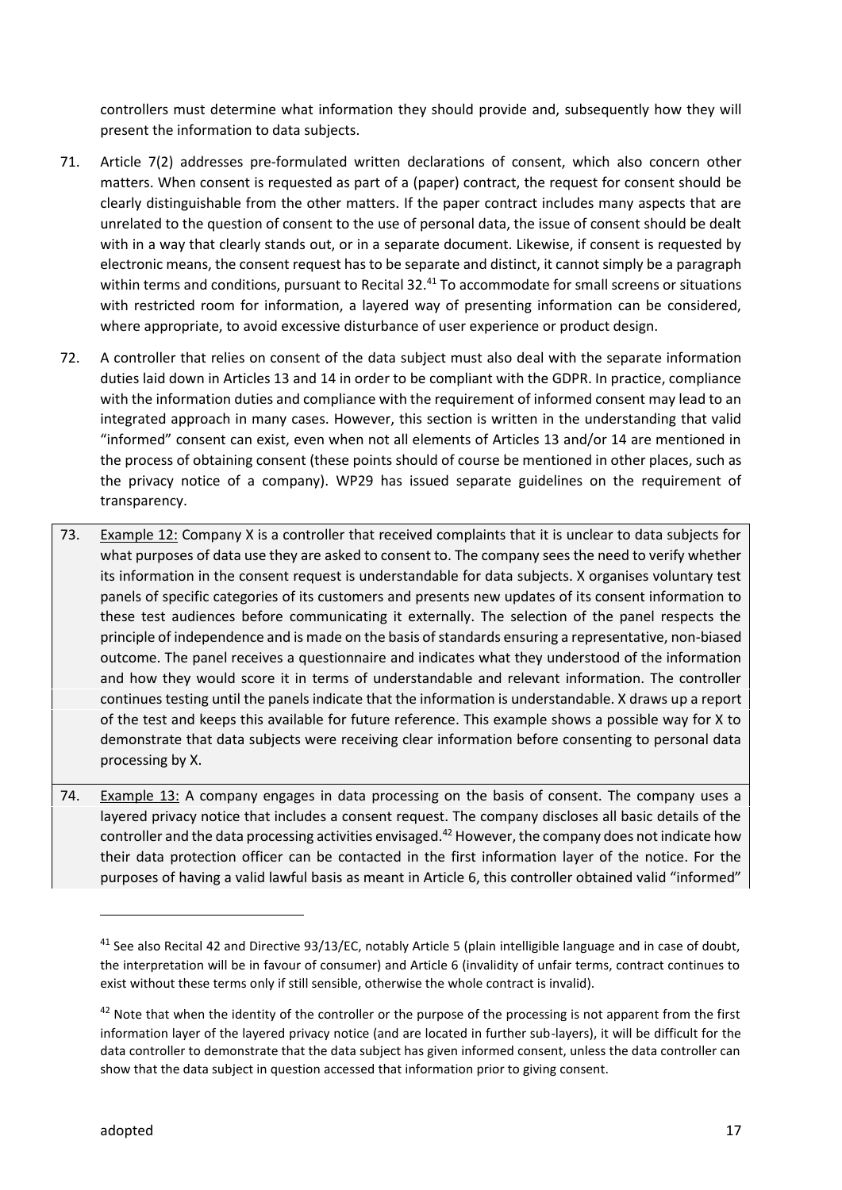controllers must determine what information they should provide and, subsequently how they will present the information to data subjects.

71. Article 7(2) addresses pre-formulated written declarations of consent, which also concern other matters. When consent is requested as part of a (paper) contract, the request for consent should be clearly distinguishable from the other matters. If the paper contract includes many aspects that are unrelated to the question of consent to the use of personal data, the issue of consent should be dealt with in a way that clearly stands out, or in a separate document. Likewise, if consent is requested by electronic means, the consent request has to be separate and distinct, it cannot simply be a paragraph within terms and conditions, pursuant to Recital 32.[41] To accommodate for small screens or situations with restricted room for information, a layered way of presenting information can be considered, where appropriate, to avoid excessive disturbance of user experience or product design.

72. A controller that relies on consent of the data subject must also deal with the separate information duties laid down in Articles 13 and 14 in order to be compliant with the GDPR. In practice, compliance with the information duties and compliance with the requirement of informed consent may lead to an integrated approach in many cases. However, this section is written in the understanding that valid "informed" consent can exist, even when not all elements of Articles 13 and/or 14 are mentioned in the process of obtaining consent (these points should of course be mentioned in other places, such as the privacy notice of a company). WP29 has issued separate guidelines on the requirement of transparency.

73. Example 12: Company X is a controller that received complaints that it is unclear to data subjects for what purposes of data use they are asked to consent to. The company sees the need to verify whether its information in the consent request is understandable for data subjects. X organises voluntary test panels of specific categories of its customers and presents new updates of its consent information to these test audiences before communicating it externally. The selection of the panel respects the principle of independence and is made on the basis of standards ensuring a representative, non-biased outcome. The panel receives a questionnaire and indicates what they understood of the information and how they would score it in terms of understandable and relevant information. The controller continues testing until the panels indicate that the information is understandable. X draws up a report of the test and keeps this available for future reference. This example shows a possible way for X to demonstrate that data subjects were receiving clear information before consenting to personal data processing by X.

74. Example 13: A company engages in data processing on the basis of consent. The company uses a layered privacy notice that includes a consent request. The company discloses all basic details of the controller and the data processing activities envisaged.[42] However, the company does not indicate how their data protection officer can be contacted in the first information layer of the notice. For the purposes of having a valid lawful basis as meant in Article 6, this controller obtained valid "informed"

---

[41] See also Recital 42 and Directive 93/13/EC, notably Article 5 (plain intelligible language and in case of doubt, the interpretation will be in favour of consumer) and Article 6 (invalidity of unfair terms, contract continues to exist without these terms only if still sensible, otherwise the whole contract is invalid).

[42] Note that when the identity of the controller or the purpose of the processing is not apparent from the first information layer of the layered privacy notice (and are located in further sub-layers), it will be difficult for the data controller to demonstrate that the data subject has given informed consent, unless the data controller can show that the data subject in question accessed that information prior to giving consent.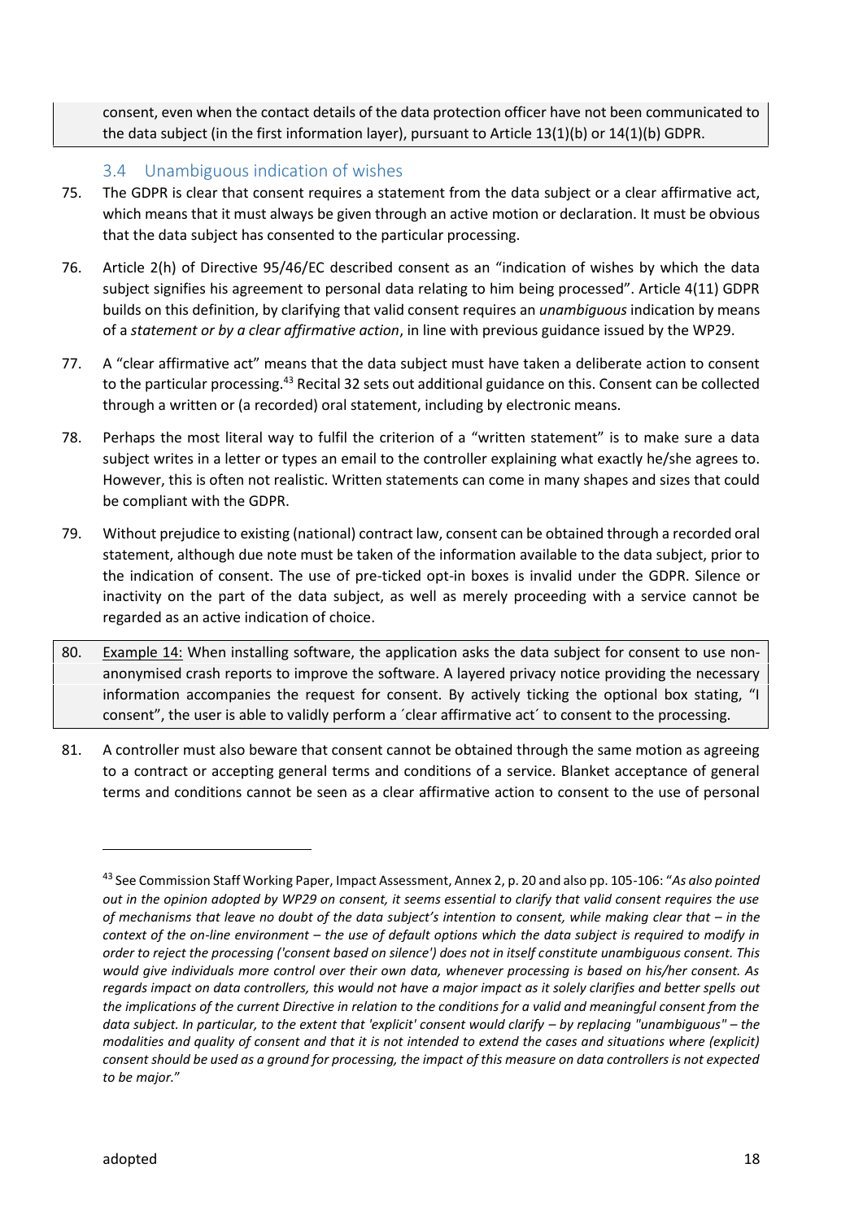consent, even when the contact details of the data protection officer have not been communicated to the data subject (in the first information layer), pursuant to Article 13(1)(b) or 14(1)(b) GDPR.

### 3.4 Unambiguous indication of wishes

75. The GDPR is clear that consent requires a statement from the data subject or a clear affirmative act, which means that it must always be given through an active motion or declaration. It must be obvious that the data subject has consented to the particular processing.

76. Article 2(h) of Directive 95/46/EC described consent as an "indication of wishes by which the data subject signifies his agreement to personal data relating to him being processed". Article 4(11) GDPR builds on this definition, by clarifying that valid consent requires an *unambiguous* indication by means of a *statement or by a clear affirmative action*, in line with previous guidance issued by the WP29.

77. A "clear affirmative act" means that the data subject must have taken a deliberate action to consent to the particular processing.[43] Recital 32 sets out additional guidance on this. Consent can be collected through a written or (a recorded) oral statement, including by electronic means.

78. Perhaps the most literal way to fulfil the criterion of a "written statement" is to make sure a data subject writes in a letter or types an email to the controller explaining what exactly he/she agrees to. However, this is often not realistic. Written statements can come in many shapes and sizes that could be compliant with the GDPR.

79. Without prejudice to existing (national) contract law, consent can be obtained through a recorded oral statement, although due note must be taken of the information available to the data subject, prior to the indication of consent. The use of pre-ticked opt-in boxes is invalid under the GDPR. Silence or inactivity on the part of the data subject, as well as merely proceeding with a service cannot be regarded as an active indication of choice.

80. Example 14: When installing software, the application asks the data subject for consent to use non-anonymised crash reports to improve the software. A layered privacy notice providing the necessary information accompanies the request for consent. By actively ticking the optional box stating, "I consent", the user is able to validly perform a ´clear affirmative act´ to consent to the processing.

81. A controller must also beware that consent cannot be obtained through the same motion as agreeing to a contract or accepting general terms and conditions of a service. Blanket acceptance of general terms and conditions cannot be seen as a clear affirmative action to consent to the use of personal

---

[43] See Commission Staff Working Paper, Impact Assessment, Annex 2, p. 20 and also pp. 105-106: "*As also pointed out in the opinion adopted by WP29 on consent, it seems essential to clarify that valid consent requires the use of mechanisms that leave no doubt of the data subject's intention to consent, while making clear that – in the context of the on-line environment – the use of default options which the data subject is required to modify in order to reject the processing ('consent based on silence') does not in itself constitute unambiguous consent. This would give individuals more control over their own data, whenever processing is based on his/her consent. As regards impact on data controllers, this would not have a major impact as it solely clarifies and better spells out the implications of the current Directive in relation to the conditions for a valid and meaningful consent from the data subject. In particular, to the extent that 'explicit' consent would clarify – by replacing "unambiguous" – the modalities and quality of consent and that it is not intended to extend the cases and situations where (explicit) consent should be used as a ground for processing, the impact of this measure on data controllers is not expected to be major.*"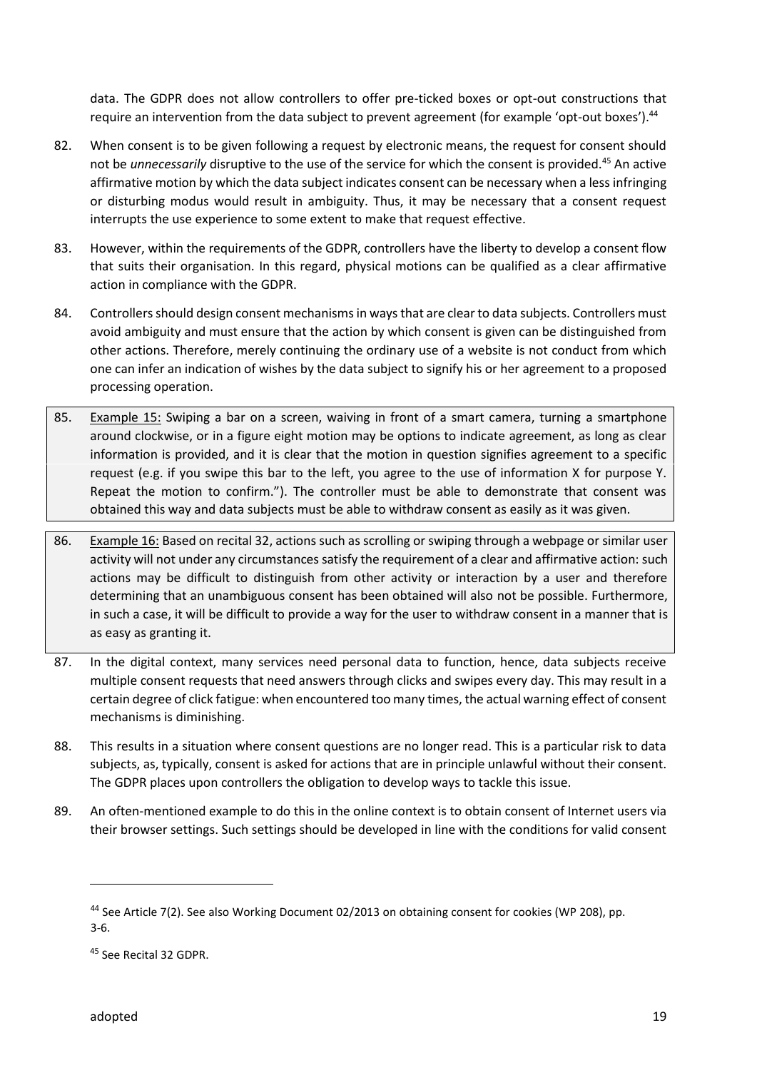data. The GDPR does not allow controllers to offer pre-ticked boxes or opt-out constructions that require an intervention from the data subject to prevent agreement (for example 'opt-out boxes').[44]

82. When consent is to be given following a request by electronic means, the request for consent should not be *unnecessarily* disruptive to the use of the service for which the consent is provided.[45] An active affirmative motion by which the data subject indicates consent can be necessary when a less infringing or disturbing modus would result in ambiguity. Thus, it may be necessary that a consent request interrupts the use experience to some extent to make that request effective.

83. However, within the requirements of the GDPR, controllers have the liberty to develop a consent flow that suits their organisation. In this regard, physical motions can be qualified as a clear affirmative action in compliance with the GDPR.

84. Controllers should design consent mechanisms in ways that are clear to data subjects. Controllers must avoid ambiguity and must ensure that the action by which consent is given can be distinguished from other actions. Therefore, merely continuing the ordinary use of a website is not conduct from which one can infer an indication of wishes by the data subject to signify his or her agreement to a proposed processing operation.

85. Example 15: Swiping a bar on a screen, waiving in front of a smart camera, turning a smartphone around clockwise, or in a figure eight motion may be options to indicate agreement, as long as clear information is provided, and it is clear that the motion in question signifies agreement to a specific request (e.g. if you swipe this bar to the left, you agree to the use of information X for purpose Y. Repeat the motion to confirm."). The controller must be able to demonstrate that consent was obtained this way and data subjects must be able to withdraw consent as easily as it was given.

86. Example 16: Based on recital 32, actions such as scrolling or swiping through a webpage or similar user activity will not under any circumstances satisfy the requirement of a clear and affirmative action: such actions may be difficult to distinguish from other activity or interaction by a user and therefore determining that an unambiguous consent has been obtained will also not be possible. Furthermore, in such a case, it will be difficult to provide a way for the user to withdraw consent in a manner that is as easy as granting it.

87. In the digital context, many services need personal data to function, hence, data subjects receive multiple consent requests that need answers through clicks and swipes every day. This may result in a certain degree of click fatigue: when encountered too many times, the actual warning effect of consent mechanisms is diminishing.

88. This results in a situation where consent questions are no longer read. This is a particular risk to data subjects, as, typically, consent is asked for actions that are in principle unlawful without their consent. The GDPR places upon controllers the obligation to develop ways to tackle this issue.

89. An often-mentioned example to do this in the online context is to obtain consent of Internet users via their browser settings. Such settings should be developed in line with the conditions for valid consent

---

[44] See Article 7(2). See also Working Document 02/2013 on obtaining consent for cookies (WP 208), pp. 3-6.

[45] See Recital 32 GDPR.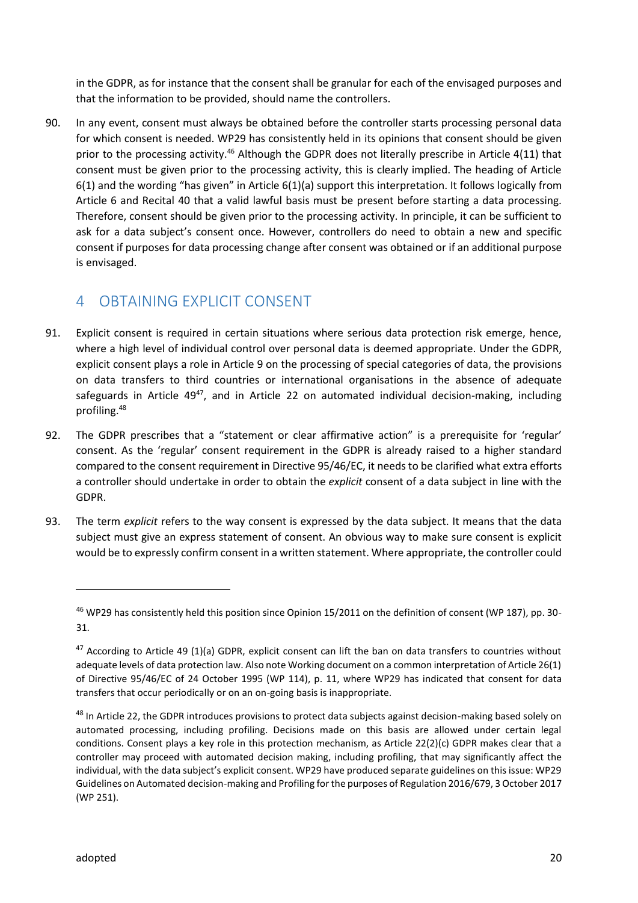in the GDPR, as for instance that the consent shall be granular for each of the envisaged purposes and that the information to be provided, should name the controllers.

90. In any event, consent must always be obtained before the controller starts processing personal data for which consent is needed. WP29 has consistently held in its opinions that consent should be given prior to the processing activity.[46] Although the GDPR does not literally prescribe in Article 4(11) that consent must be given prior to the processing activity, this is clearly implied. The heading of Article 6(1) and the wording "has given" in Article 6(1)(a) support this interpretation. It follows logically from Article 6 and Recital 40 that a valid lawful basis must be present before starting a data processing. Therefore, consent should be given prior to the processing activity. In principle, it can be sufficient to ask for a data subject's consent once. However, controllers do need to obtain a new and specific consent if purposes for data processing change after consent was obtained or if an additional purpose is envisaged.

## 4 OBTAINING EXPLICIT CONSENT

91. Explicit consent is required in certain situations where serious data protection risk emerge, hence, where a high level of individual control over personal data is deemed appropriate. Under the GDPR, explicit consent plays a role in Article 9 on the processing of special categories of data, the provisions on data transfers to third countries or international organisations in the absence of adequate safeguards in Article 49[47], and in Article 22 on automated individual decision-making, including profiling.[48]

92. The GDPR prescribes that a "statement or clear affirmative action" is a prerequisite for 'regular' consent. As the 'regular' consent requirement in the GDPR is already raised to a higher standard compared to the consent requirement in Directive 95/46/EC, it needs to be clarified what extra efforts a controller should undertake in order to obtain the *explicit* consent of a data subject in line with the GDPR.

93. The term *explicit* refers to the way consent is expressed by the data subject. It means that the data subject must give an express statement of consent. An obvious way to make sure consent is explicit would be to expressly confirm consent in a written statement. Where appropriate, the controller could

---

[46] WP29 has consistently held this position since Opinion 15/2011 on the definition of consent (WP 187), pp. 30-31.

[47] According to Article 49 (1)(a) GDPR, explicit consent can lift the ban on data transfers to countries without adequate levels of data protection law. Also note Working document on a common interpretation of Article 26(1) of Directive 95/46/EC of 24 October 1995 (WP 114), p. 11, where WP29 has indicated that consent for data transfers that occur periodically or on an on-going basis is inappropriate.

[48] In Article 22, the GDPR introduces provisions to protect data subjects against decision-making based solely on automated processing, including profiling. Decisions made on this basis are allowed under certain legal conditions. Consent plays a key role in this protection mechanism, as Article 22(2)(c) GDPR makes clear that a controller may proceed with automated decision making, including profiling, that may significantly affect the individual, with the data subject's explicit consent. WP29 have produced separate guidelines on this issue: WP29 Guidelines on Automated decision-making and Profiling for the purposes of Regulation 2016/679, 3 October 2017 (WP 251).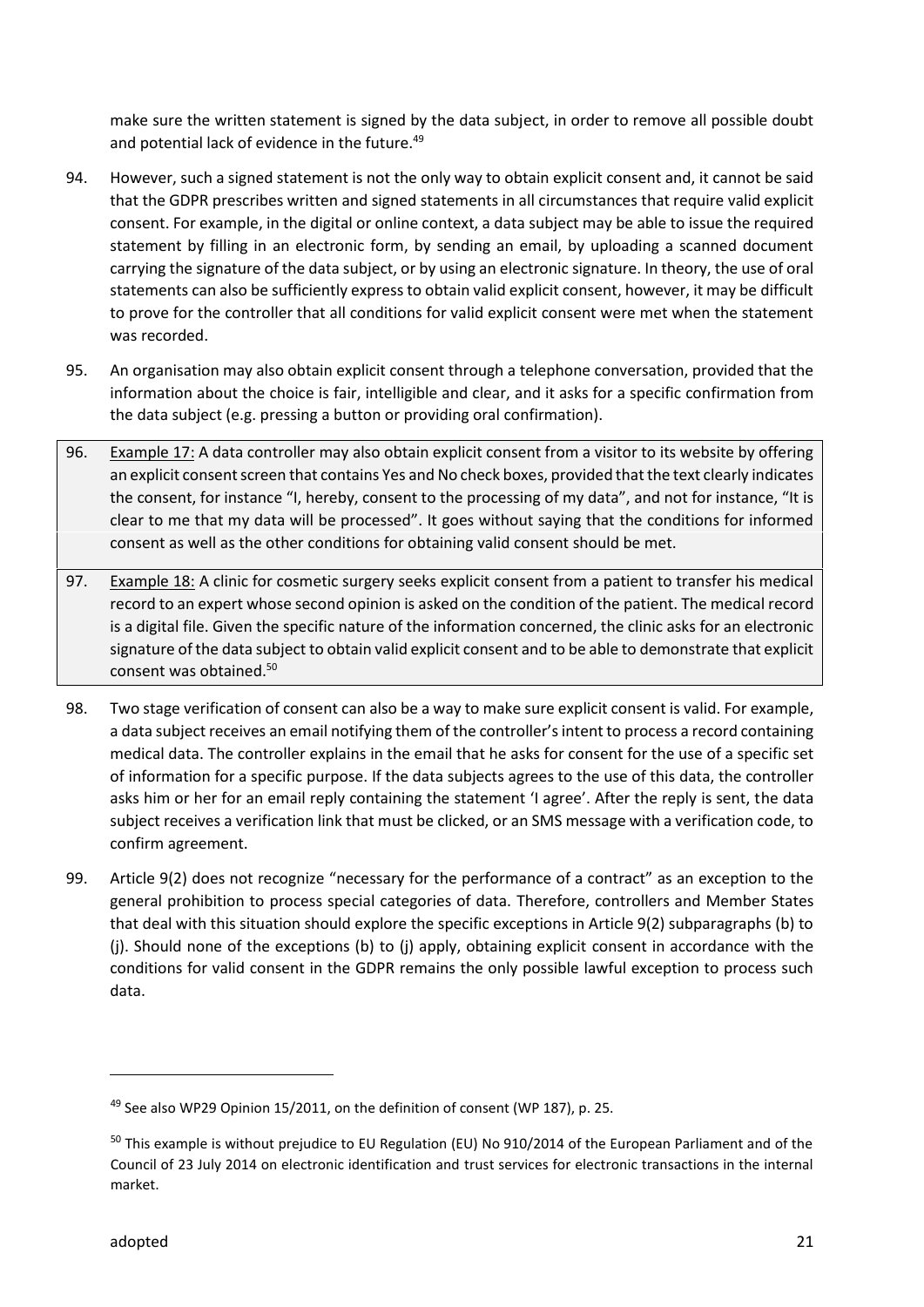make sure the written statement is signed by the data subject, in order to remove all possible doubt and potential lack of evidence in the future.[49]

94. However, such a signed statement is not the only way to obtain explicit consent and, it cannot be said that the GDPR prescribes written and signed statements in all circumstances that require valid explicit consent. For example, in the digital or online context, a data subject may be able to issue the required statement by filling in an electronic form, by sending an email, by uploading a scanned document carrying the signature of the data subject, or by using an electronic signature. In theory, the use of oral statements can also be sufficiently express to obtain valid explicit consent, however, it may be difficult to prove for the controller that all conditions for valid explicit consent were met when the statement was recorded.

95. An organisation may also obtain explicit consent through a telephone conversation, provided that the information about the choice is fair, intelligible and clear, and it asks for a specific confirmation from the data subject (e.g. pressing a button or providing oral confirmation).

96. Example 17: A data controller may also obtain explicit consent from a visitor to its website by offering an explicit consent screen that contains Yes and No check boxes, provided that the text clearly indicates the consent, for instance "I, hereby, consent to the processing of my data", and not for instance, "It is clear to me that my data will be processed". It goes without saying that the conditions for informed consent as well as the other conditions for obtaining valid consent should be met.

97. Example 18: A clinic for cosmetic surgery seeks explicit consent from a patient to transfer his medical record to an expert whose second opinion is asked on the condition of the patient. The medical record is a digital file. Given the specific nature of the information concerned, the clinic asks for an electronic signature of the data subject to obtain valid explicit consent and to be able to demonstrate that explicit consent was obtained.[50]

98. Two stage verification of consent can also be a way to make sure explicit consent is valid. For example, a data subject receives an email notifying them of the controller's intent to process a record containing medical data. The controller explains in the email that he asks for consent for the use of a specific set of information for a specific purpose. If the data subjects agrees to the use of this data, the controller asks him or her for an email reply containing the statement 'I agree'. After the reply is sent, the data subject receives a verification link that must be clicked, or an SMS message with a verification code, to confirm agreement.

99. Article 9(2) does not recognize "necessary for the performance of a contract" as an exception to the general prohibition to process special categories of data. Therefore, controllers and Member States that deal with this situation should explore the specific exceptions in Article 9(2) subparagraphs (b) to (j). Should none of the exceptions (b) to (j) apply, obtaining explicit consent in accordance with the conditions for valid consent in the GDPR remains the only possible lawful exception to process such data.

---

[49] See also WP29 Opinion 15/2011, on the definition of consent (WP 187), p. 25.

[50] This example is without prejudice to EU Regulation (EU) No 910/2014 of the European Parliament and of the Council of 23 July 2014 on electronic identification and trust services for electronic transactions in the internal market.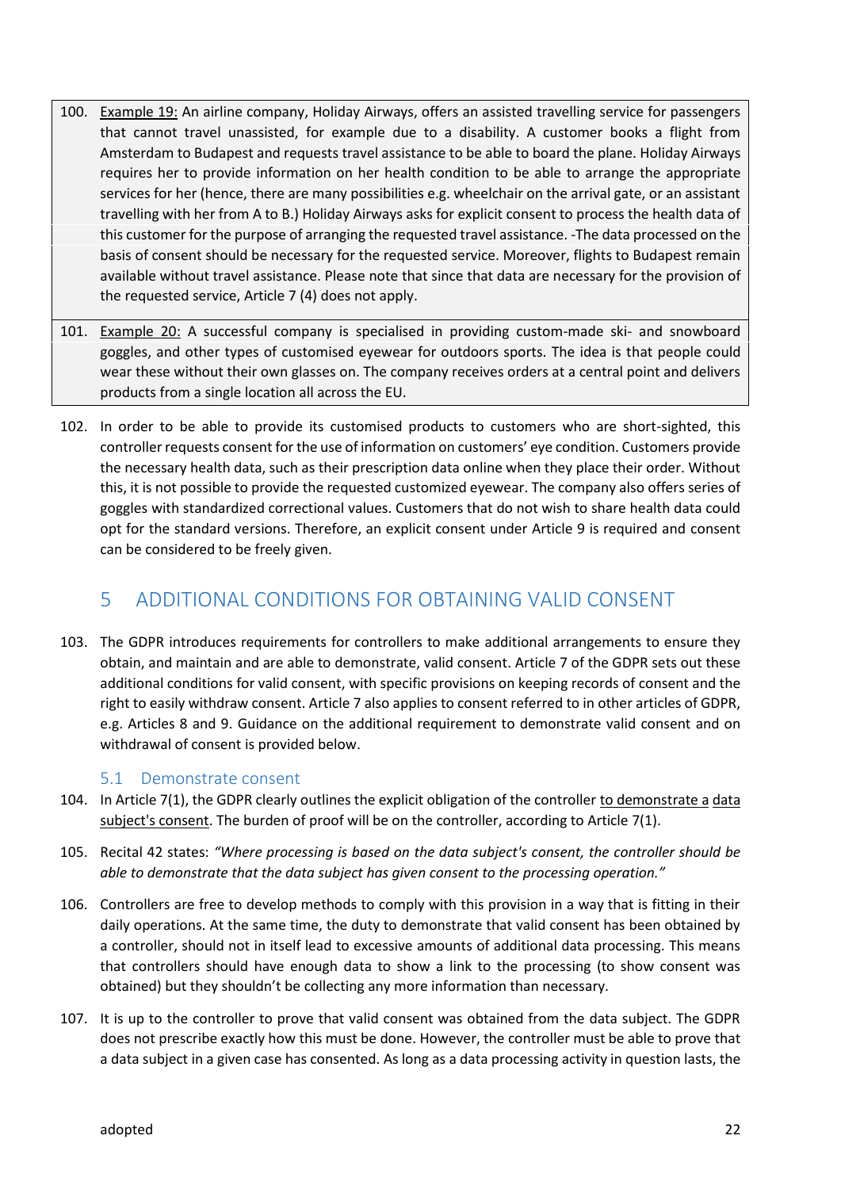100. Example 19: An airline company, Holiday Airways, offers an assisted travelling service for passengers that cannot travel unassisted, for example due to a disability. A customer books a flight from Amsterdam to Budapest and requests travel assistance to be able to board the plane. Holiday Airways requires her to provide information on her health condition to be able to arrange the appropriate services for her (hence, there are many possibilities e.g. wheelchair on the arrival gate, or an assistant travelling with her from A to B.) Holiday Airways asks for explicit consent to process the health data of this customer for the purpose of arranging the requested travel assistance. -The data processed on the basis of consent should be necessary for the requested service. Moreover, flights to Budapest remain available without travel assistance. Please note that since that data are necessary for the provision of the requested service, Article 7 (4) does not apply.

101. Example 20: A successful company is specialised in providing custom-made ski- and snowboard goggles, and other types of customised eyewear for outdoors sports. The idea is that people could wear these without their own glasses on. The company receives orders at a central point and delivers products from a single location all across the EU.

102. In order to be able to provide its customised products to customers who are short-sighted, this controller requests consent for the use of information on customers' eye condition. Customers provide the necessary health data, such as their prescription data online when they place their order. Without this, it is not possible to provide the requested customized eyewear. The company also offers series of goggles with standardized correctional values. Customers that do not wish to share health data could opt for the standard versions. Therefore, an explicit consent under Article 9 is required and consent can be considered to be freely given.

# 5 ADDITIONAL CONDITIONS FOR OBTAINING VALID CONSENT

103. The GDPR introduces requirements for controllers to make additional arrangements to ensure they obtain, and maintain and are able to demonstrate, valid consent. Article 7 of the GDPR sets out these additional conditions for valid consent, with specific provisions on keeping records of consent and the right to easily withdraw consent. Article 7 also applies to consent referred to in other articles of GDPR, e.g. Articles 8 and 9. Guidance on the additional requirement to demonstrate valid consent and on withdrawal of consent is provided below.

## 5.1 Demonstrate consent

104. In Article 7(1), the GDPR clearly outlines the explicit obligation of the controller to demonstrate a data subject's consent. The burden of proof will be on the controller, according to Article 7(1).

105. Recital 42 states: *"Where processing is based on the data subject's consent, the controller should be able to demonstrate that the data subject has given consent to the processing operation."*

106. Controllers are free to develop methods to comply with this provision in a way that is fitting in their daily operations. At the same time, the duty to demonstrate that valid consent has been obtained by a controller, should not in itself lead to excessive amounts of additional data processing. This means that controllers should have enough data to show a link to the processing (to show consent was obtained) but they shouldn't be collecting any more information than necessary.

107. It is up to the controller to prove that valid consent was obtained from the data subject. The GDPR does not prescribe exactly how this must be done. However, the controller must be able to prove that a data subject in a given case has consented. As long as a data processing activity in question lasts, the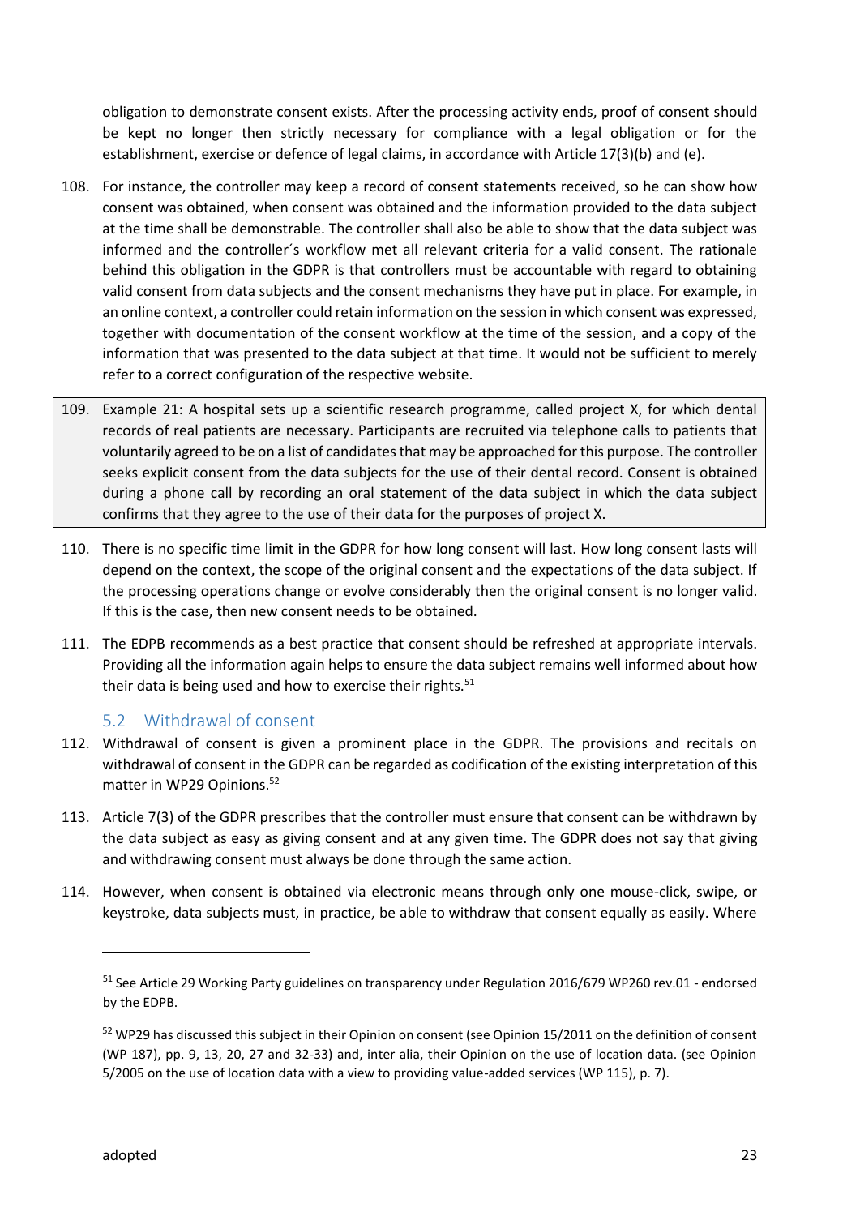obligation to demonstrate consent exists. After the processing activity ends, proof of consent should be kept no longer then strictly necessary for compliance with a legal obligation or for the establishment, exercise or defence of legal claims, in accordance with Article 17(3)(b) and (e).

108. For instance, the controller may keep a record of consent statements received, so he can show how consent was obtained, when consent was obtained and the information provided to the data subject at the time shall be demonstrable. The controller shall also be able to show that the data subject was informed and the controller´s workflow met all relevant criteria for a valid consent. The rationale behind this obligation in the GDPR is that controllers must be accountable with regard to obtaining valid consent from data subjects and the consent mechanisms they have put in place. For example, in an online context, a controller could retain information on the session in which consent was expressed, together with documentation of the consent workflow at the time of the session, and a copy of the information that was presented to the data subject at that time. It would not be sufficient to merely refer to a correct configuration of the respective website.

109. Example 21: A hospital sets up a scientific research programme, called project X, for which dental records of real patients are necessary. Participants are recruited via telephone calls to patients that voluntarily agreed to be on a list of candidates that may be approached for this purpose. The controller seeks explicit consent from the data subjects for the use of their dental record. Consent is obtained during a phone call by recording an oral statement of the data subject in which the data subject confirms that they agree to the use of their data for the purposes of project X.

110. There is no specific time limit in the GDPR for how long consent will last. How long consent lasts will depend on the context, the scope of the original consent and the expectations of the data subject. If the processing operations change or evolve considerably then the original consent is no longer valid. If this is the case, then new consent needs to be obtained.

111. The EDPB recommends as a best practice that consent should be refreshed at appropriate intervals. Providing all the information again helps to ensure the data subject remains well informed about how their data is being used and how to exercise their rights.[51]

### 5.2 Withdrawal of consent

112. Withdrawal of consent is given a prominent place in the GDPR. The provisions and recitals on withdrawal of consent in the GDPR can be regarded as codification of the existing interpretation of this matter in WP29 Opinions.[52]

113. Article 7(3) of the GDPR prescribes that the controller must ensure that consent can be withdrawn by the data subject as easy as giving consent and at any given time. The GDPR does not say that giving and withdrawing consent must always be done through the same action.

114. However, when consent is obtained via electronic means through only one mouse-click, swipe, or keystroke, data subjects must, in practice, be able to withdraw that consent equally as easily. Where

[51] See Article 29 Working Party guidelines on transparency under Regulation 2016/679 WP260 rev.01 - endorsed by the EDPB.

[52] WP29 has discussed this subject in their Opinion on consent (see Opinion 15/2011 on the definition of consent (WP 187), pp. 9, 13, 20, 27 and 32-33) and, inter alia, their Opinion on the use of location data. (see Opinion 5/2005 on the use of location data with a view to providing value-added services (WP 115), p. 7).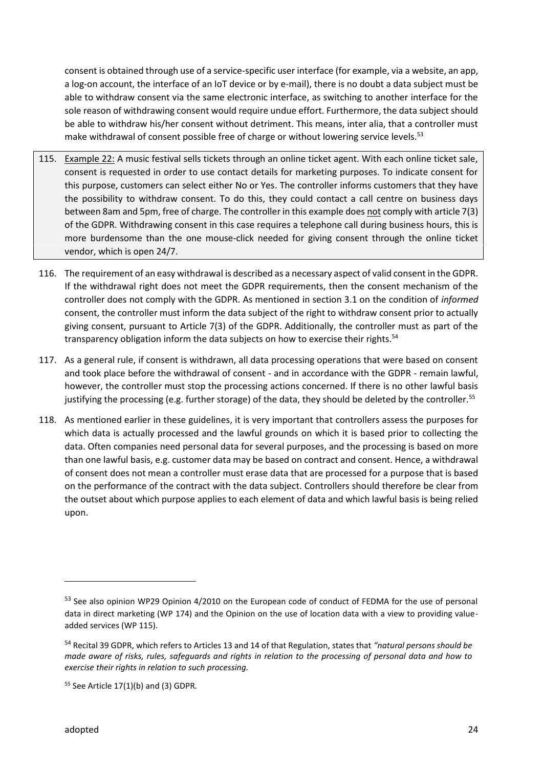consent is obtained through use of a service-specific user interface (for example, via a website, an app, a log-on account, the interface of an IoT device or by e-mail), there is no doubt a data subject must be able to withdraw consent via the same electronic interface, as switching to another interface for the sole reason of withdrawing consent would require undue effort. Furthermore, the data subject should be able to withdraw his/her consent without detriment. This means, inter alia, that a controller must make withdrawal of consent possible free of charge or without lowering service levels.[53]

115. Example 22: A music festival sells tickets through an online ticket agent. With each online ticket sale, consent is requested in order to use contact details for marketing purposes. To indicate consent for this purpose, customers can select either No or Yes. The controller informs customers that they have the possibility to withdraw consent. To do this, they could contact a call centre on business days between 8am and 5pm, free of charge. The controller in this example does not comply with article 7(3) of the GDPR. Withdrawing consent in this case requires a telephone call during business hours, this is more burdensome than the one mouse-click needed for giving consent through the online ticket vendor, which is open 24/7.

116. The requirement of an easy withdrawal is described as a necessary aspect of valid consent in the GDPR. If the withdrawal right does not meet the GDPR requirements, then the consent mechanism of the controller does not comply with the GDPR. As mentioned in section 3.1 on the condition of *informed* consent, the controller must inform the data subject of the right to withdraw consent prior to actually giving consent, pursuant to Article 7(3) of the GDPR. Additionally, the controller must as part of the transparency obligation inform the data subjects on how to exercise their rights.[54]

117. As a general rule, if consent is withdrawn, all data processing operations that were based on consent and took place before the withdrawal of consent - and in accordance with the GDPR - remain lawful, however, the controller must stop the processing actions concerned. If there is no other lawful basis justifying the processing (e.g. further storage) of the data, they should be deleted by the controller.[55]

118. As mentioned earlier in these guidelines, it is very important that controllers assess the purposes for which data is actually processed and the lawful grounds on which it is based prior to collecting the data. Often companies need personal data for several purposes, and the processing is based on more than one lawful basis, e.g. customer data may be based on contract and consent. Hence, a withdrawal of consent does not mean a controller must erase data that are processed for a purpose that is based on the performance of the contract with the data subject. Controllers should therefore be clear from the outset about which purpose applies to each element of data and which lawful basis is being relied upon.

---

[53] See also opinion WP29 Opinion 4/2010 on the European code of conduct of FEDMA for the use of personal data in direct marketing (WP 174) and the Opinion on the use of location data with a view to providing value-added services (WP 115).

[54] Recital 39 GDPR, which refers to Articles 13 and 14 of that Regulation, states that *"natural persons should be made aware of risks, rules, safeguards and rights in relation to the processing of personal data and how to exercise their rights in relation to such processing.*

[55] See Article 17(1)(b) and (3) GDPR.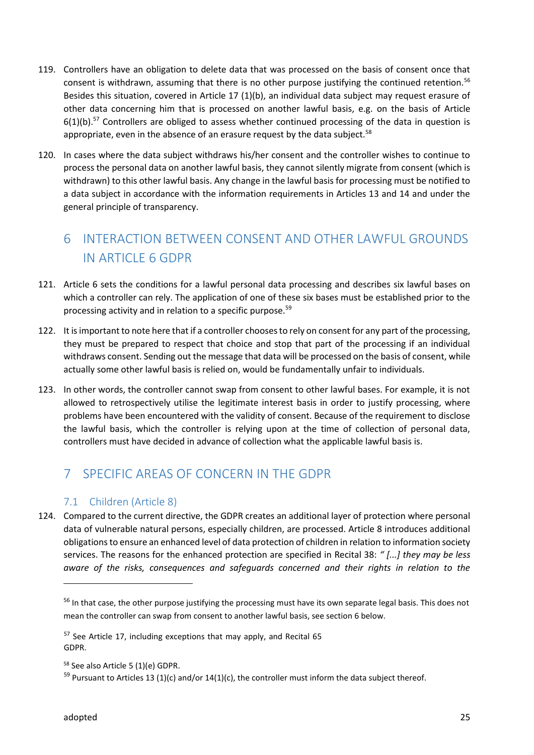119. Controllers have an obligation to delete data that was processed on the basis of consent once that consent is withdrawn, assuming that there is no other purpose justifying the continued retention.[56] Besides this situation, covered in Article 17 (1)(b), an individual data subject may request erasure of other data concerning him that is processed on another lawful basis, e.g. on the basis of Article 6(1)(b).[57] Controllers are obliged to assess whether continued processing of the data in question is appropriate, even in the absence of an erasure request by the data subject.[58]

120. In cases where the data subject withdraws his/her consent and the controller wishes to continue to process the personal data on another lawful basis, they cannot silently migrate from consent (which is withdrawn) to this other lawful basis. Any change in the lawful basis for processing must be notified to a data subject in accordance with the information requirements in Articles 13 and 14 and under the general principle of transparency.

# 6 INTERACTION BETWEEN CONSENT AND OTHER LAWFUL GROUNDS IN ARTICLE 6 GDPR

121. Article 6 sets the conditions for a lawful personal data processing and describes six lawful bases on which a controller can rely. The application of one of these six bases must be established prior to the processing activity and in relation to a specific purpose.[59]

122. It is important to note here that if a controller chooses to rely on consent for any part of the processing, they must be prepared to respect that choice and stop that part of the processing if an individual withdraws consent. Sending out the message that data will be processed on the basis of consent, while actually some other lawful basis is relied on, would be fundamentally unfair to individuals.

123. In other words, the controller cannot swap from consent to other lawful bases. For example, it is not allowed to retrospectively utilise the legitimate interest basis in order to justify processing, where problems have been encountered with the validity of consent. Because of the requirement to disclose the lawful basis, which the controller is relying upon at the time of collection of personal data, controllers must have decided in advance of collection what the applicable lawful basis is.

# 7 SPECIFIC AREAS OF CONCERN IN THE GDPR

## 7.1 Children (Article 8)

124. Compared to the current directive, the GDPR creates an additional layer of protection where personal data of vulnerable natural persons, especially children, are processed. Article 8 introduces additional obligations to ensure an enhanced level of data protection of children in relation to information society services. The reasons for the enhanced protection are specified in Recital 38: *" [...] they may be less aware of the risks, consequences and safeguards concerned and their rights in relation to the*

---

[56] In that case, the other purpose justifying the processing must have its own separate legal basis. This does not mean the controller can swap from consent to another lawful basis, see section 6 below.

[57] See Article 17, including exceptions that may apply, and Recital 65 GDPR.

[58] See also Article 5 (1)(e) GDPR.

[59] Pursuant to Articles 13 (1)(c) and/or 14(1)(c), the controller must inform the data subject thereof.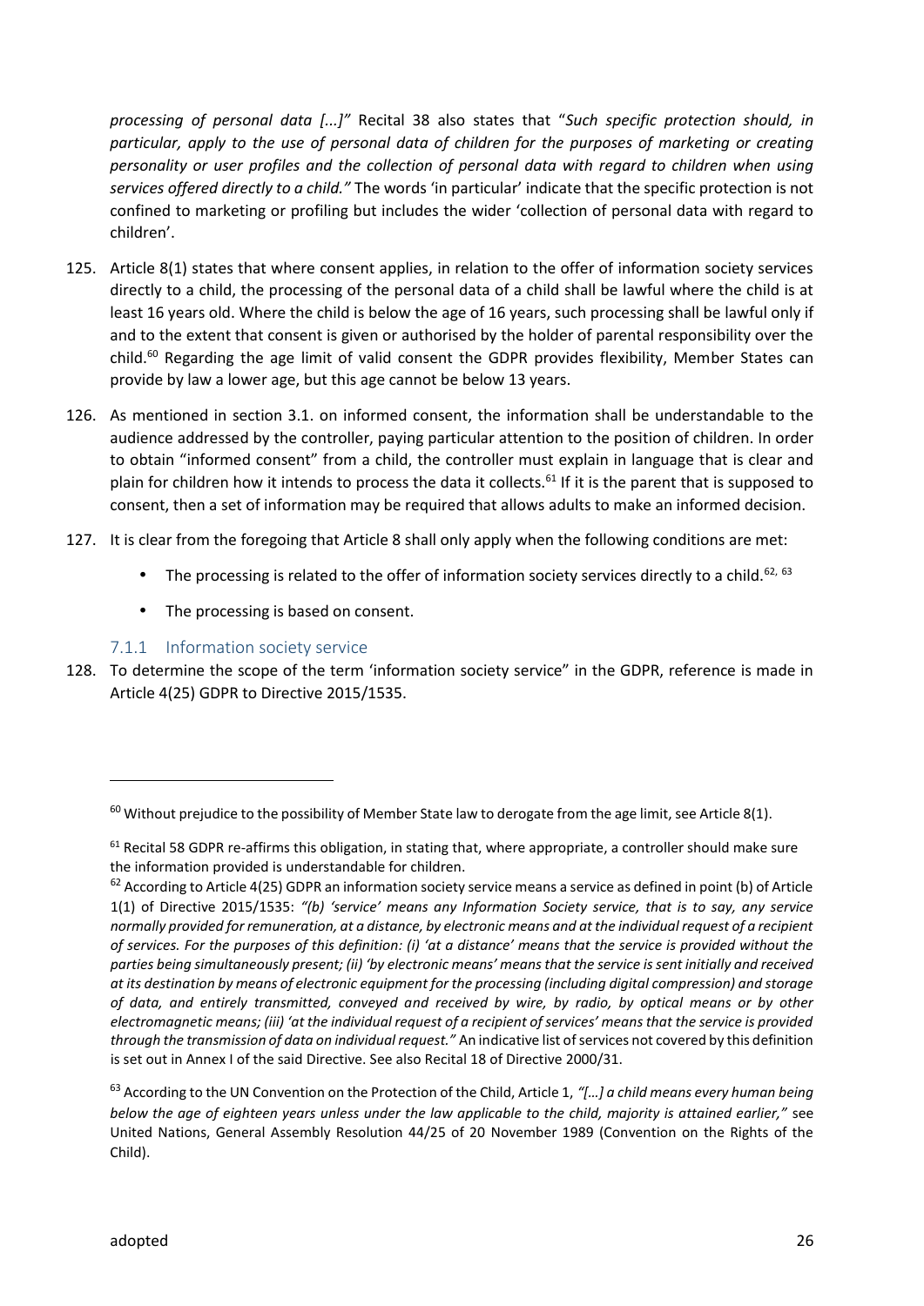*processing of personal data [...]"* Recital 38 also states that "*Such specific protection should, in particular, apply to the use of personal data of children for the purposes of marketing or creating personality or user profiles and the collection of personal data with regard to children when using services offered directly to a child."* The words 'in particular' indicate that the specific protection is not confined to marketing or profiling but includes the wider 'collection of personal data with regard to children'.

125. Article 8(1) states that where consent applies, in relation to the offer of information society services directly to a child, the processing of the personal data of a child shall be lawful where the child is at least 16 years old. Where the child is below the age of 16 years, such processing shall be lawful only if and to the extent that consent is given or authorised by the holder of parental responsibility over the child.[60] Regarding the age limit of valid consent the GDPR provides flexibility, Member States can provide by law a lower age, but this age cannot be below 13 years.

126. As mentioned in section 3.1. on informed consent, the information shall be understandable to the audience addressed by the controller, paying particular attention to the position of children. In order to obtain "informed consent" from a child, the controller must explain in language that is clear and plain for children how it intends to process the data it collects.[61] If it is the parent that is supposed to consent, then a set of information may be required that allows adults to make an informed decision.

127. It is clear from the foregoing that Article 8 shall only apply when the following conditions are met:

- The processing is related to the offer of information society services directly to a child.[62, 63]
- The processing is based on consent.

### 7.1.1 Information society service

128. To determine the scope of the term 'information society service" in the GDPR, reference is made in Article 4(25) GDPR to Directive 2015/1535.

---

[60] Without prejudice to the possibility of Member State law to derogate from the age limit, see Article 8(1).

[61] Recital 58 GDPR re-affirms this obligation, in stating that, where appropriate, a controller should make sure the information provided is understandable for children.

[62] According to Article 4(25) GDPR an information society service means a service as defined in point (b) of Article 1(1) of Directive 2015/1535: *"(b) 'service' means any Information Society service, that is to say, any service normally provided for remuneration, at a distance, by electronic means and at the individual request of a recipient of services. For the purposes of this definition: (i) 'at a distance' means that the service is provided without the parties being simultaneously present; (ii) 'by electronic means' means that the service is sent initially and received at its destination by means of electronic equipment for the processing (including digital compression) and storage of data, and entirely transmitted, conveyed and received by wire, by radio, by optical means or by other electromagnetic means; (iii) 'at the individual request of a recipient of services' means that the service is provided through the transmission of data on individual request."* An indicative list of services not covered by this definition is set out in Annex I of the said Directive. See also Recital 18 of Directive 2000/31.

[63] According to the UN Convention on the Protection of the Child, Article 1, *"[…] a child means every human being below the age of eighteen years unless under the law applicable to the child, majority is attained earlier,"* see United Nations, General Assembly Resolution 44/25 of 20 November 1989 (Convention on the Rights of the Child).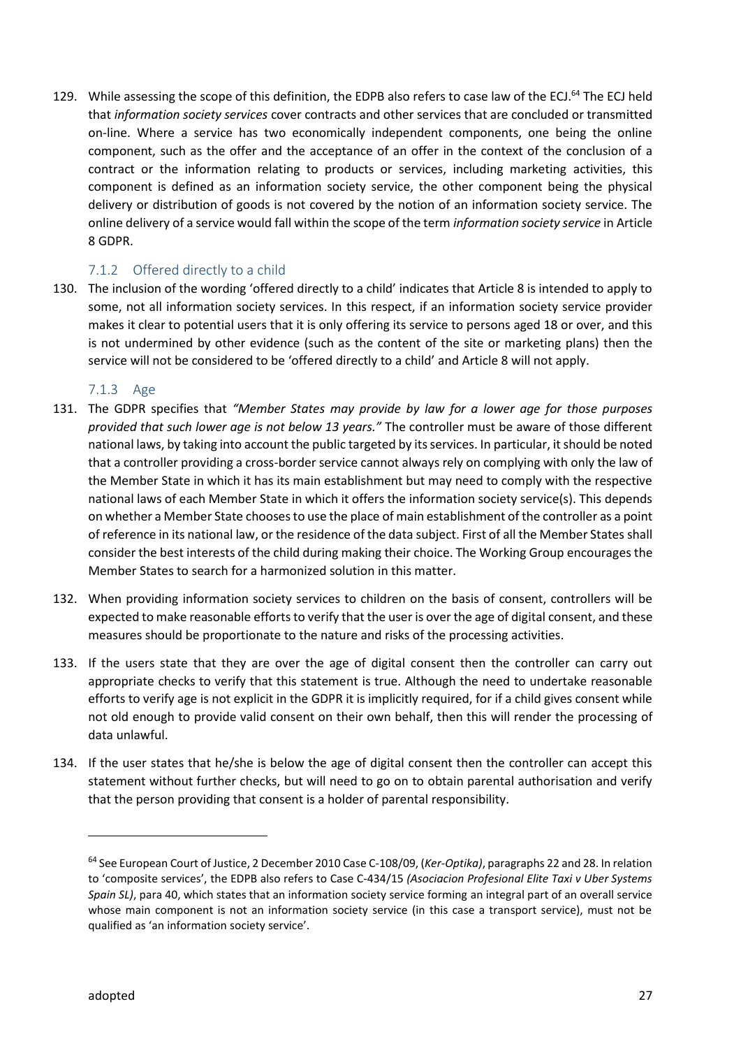129. While assessing the scope of this definition, the EDPB also refers to case law of the ECJ.[64] The ECJ held that *information society services* cover contracts and other services that are concluded or transmitted on-line. Where a service has two economically independent components, one being the online component, such as the offer and the acceptance of an offer in the context of the conclusion of a contract or the information relating to products or services, including marketing activities, this component is defined as an information society service, the other component being the physical delivery or distribution of goods is not covered by the notion of an information society service. The online delivery of a service would fall within the scope of the term *information society service* in Article 8 GDPR.

### 7.1.2 Offered directly to a child

130. The inclusion of the wording 'offered directly to a child' indicates that Article 8 is intended to apply to some, not all information society services. In this respect, if an information society service provider makes it clear to potential users that it is only offering its service to persons aged 18 or over, and this is not undermined by other evidence (such as the content of the site or marketing plans) then the service will not be considered to be 'offered directly to a child' and Article 8 will not apply.

### 7.1.3 Age

131. The GDPR specifies that *"Member States may provide by law for a lower age for those purposes provided that such lower age is not below 13 years."* The controller must be aware of those different national laws, by taking into account the public targeted by its services. In particular, it should be noted that a controller providing a cross-border service cannot always rely on complying with only the law of the Member State in which it has its main establishment but may need to comply with the respective national laws of each Member State in which it offers the information society service(s). This depends on whether a Member State chooses to use the place of main establishment of the controller as a point of reference in its national law, or the residence of the data subject. First of all the Member States shall consider the best interests of the child during making their choice. The Working Group encourages the Member States to search for a harmonized solution in this matter.

132. When providing information society services to children on the basis of consent, controllers will be expected to make reasonable efforts to verify that the user is over the age of digital consent, and these measures should be proportionate to the nature and risks of the processing activities.

133. If the users state that they are over the age of digital consent then the controller can carry out appropriate checks to verify that this statement is true. Although the need to undertake reasonable efforts to verify age is not explicit in the GDPR it is implicitly required, for if a child gives consent while not old enough to provide valid consent on their own behalf, then this will render the processing of data unlawful.

134. If the user states that he/she is below the age of digital consent then the controller can accept this statement without further checks, but will need to go on to obtain parental authorisation and verify that the person providing that consent is a holder of parental responsibility.

---

[64] See European Court of Justice, 2 December 2010 Case C-108/09, (*Ker-Optika*), paragraphs 22 and 28. In relation to 'composite services', the EDPB also refers to Case C-434/15 *(Asociacion Profesional Elite Taxi v Uber Systems Spain SL)*, para 40, which states that an information society service forming an integral part of an overall service whose main component is not an information society service (in this case a transport service), must not be qualified as 'an information society service'.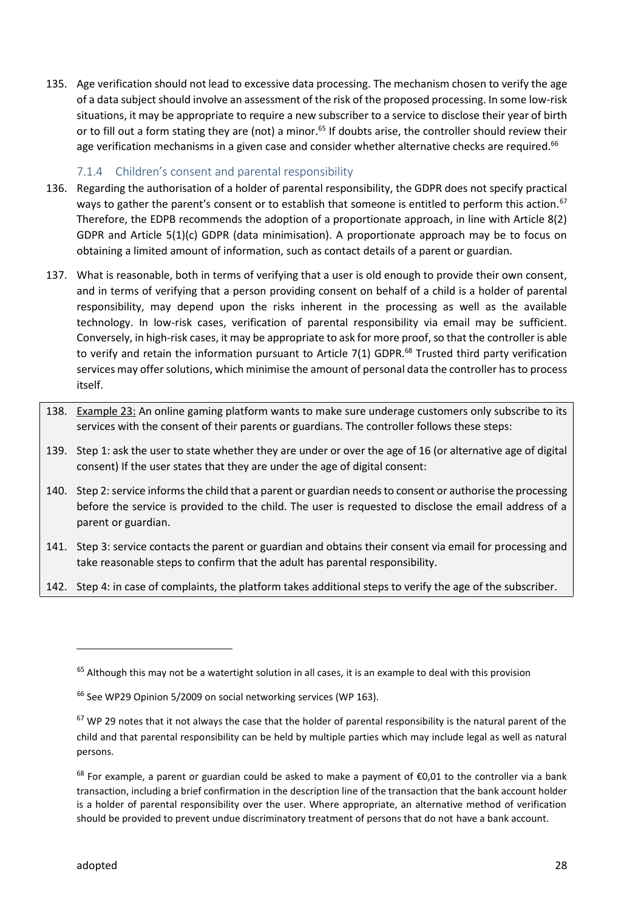135. Age verification should not lead to excessive data processing. The mechanism chosen to verify the age of a data subject should involve an assessment of the risk of the proposed processing. In some low-risk situations, it may be appropriate to require a new subscriber to a service to disclose their year of birth or to fill out a form stating they are (not) a minor.[65] If doubts arise, the controller should review their age verification mechanisms in a given case and consider whether alternative checks are required.[66]

### 7.1.4 Children's consent and parental responsibility

136. Regarding the authorisation of a holder of parental responsibility, the GDPR does not specify practical ways to gather the parent's consent or to establish that someone is entitled to perform this action.[67] Therefore, the EDPB recommends the adoption of a proportionate approach, in line with Article 8(2) GDPR and Article 5(1)(c) GDPR (data minimisation). A proportionate approach may be to focus on obtaining a limited amount of information, such as contact details of a parent or guardian.

137. What is reasonable, both in terms of verifying that a user is old enough to provide their own consent, and in terms of verifying that a person providing consent on behalf of a child is a holder of parental responsibility, may depend upon the risks inherent in the processing as well as the available technology. In low-risk cases, verification of parental responsibility via email may be sufficient. Conversely, in high-risk cases, it may be appropriate to ask for more proof, so that the controller is able to verify and retain the information pursuant to Article 7(1) GDPR.[68] Trusted third party verification services may offer solutions, which minimise the amount of personal data the controller has to process itself.

> 138. Example 23: An online gaming platform wants to make sure underage customers only subscribe to its services with the consent of their parents or guardians. The controller follows these steps:
>
> 139. Step 1: ask the user to state whether they are under or over the age of 16 (or alternative age of digital consent) If the user states that they are under the age of digital consent:
>
> 140. Step 2: service informs the child that a parent or guardian needs to consent or authorise the processing before the service is provided to the child. The user is requested to disclose the email address of a parent or guardian.
>
> 141. Step 3: service contacts the parent or guardian and obtains their consent via email for processing and take reasonable steps to confirm that the adult has parental responsibility.
>
> 142. Step 4: in case of complaints, the platform takes additional steps to verify the age of the subscriber.

---

[65] Although this may not be a watertight solution in all cases, it is an example to deal with this provision

[66] See WP29 Opinion 5/2009 on social networking services (WP 163).

[67] WP 29 notes that it not always the case that the holder of parental responsibility is the natural parent of the child and that parental responsibility can be held by multiple parties which may include legal as well as natural persons.

[68] For example, a parent or guardian could be asked to make a payment of €0,01 to the controller via a bank transaction, including a brief confirmation in the description line of the transaction that the bank account holder is a holder of parental responsibility over the user. Where appropriate, an alternative method of verification should be provided to prevent undue discriminatory treatment of persons that do not have a bank account.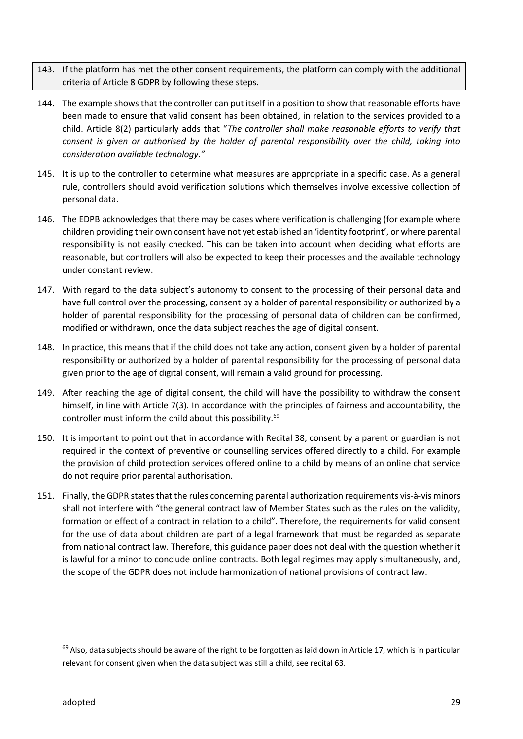143. If the platform has met the other consent requirements, the platform can comply with the additional criteria of Article 8 GDPR by following these steps.

144. The example shows that the controller can put itself in a position to show that reasonable efforts have been made to ensure that valid consent has been obtained, in relation to the services provided to a child. Article 8(2) particularly adds that "*The controller shall make reasonable efforts to verify that consent is given or authorised by the holder of parental responsibility over the child, taking into consideration available technology."*

145. It is up to the controller to determine what measures are appropriate in a specific case. As a general rule, controllers should avoid verification solutions which themselves involve excessive collection of personal data.

146. The EDPB acknowledges that there may be cases where verification is challenging (for example where children providing their own consent have not yet established an 'identity footprint', or where parental responsibility is not easily checked. This can be taken into account when deciding what efforts are reasonable, but controllers will also be expected to keep their processes and the available technology under constant review.

147. With regard to the data subject's autonomy to consent to the processing of their personal data and have full control over the processing, consent by a holder of parental responsibility or authorized by a holder of parental responsibility for the processing of personal data of children can be confirmed, modified or withdrawn, once the data subject reaches the age of digital consent.

148. In practice, this means that if the child does not take any action, consent given by a holder of parental responsibility or authorized by a holder of parental responsibility for the processing of personal data given prior to the age of digital consent, will remain a valid ground for processing.

149. After reaching the age of digital consent, the child will have the possibility to withdraw the consent himself, in line with Article 7(3). In accordance with the principles of fairness and accountability, the controller must inform the child about this possibility.[69]

150. It is important to point out that in accordance with Recital 38, consent by a parent or guardian is not required in the context of preventive or counselling services offered directly to a child. For example the provision of child protection services offered online to a child by means of an online chat service do not require prior parental authorisation.

151. Finally, the GDPR states that the rules concerning parental authorization requirements vis-à-vis minors shall not interfere with "the general contract law of Member States such as the rules on the validity, formation or effect of a contract in relation to a child". Therefore, the requirements for valid consent for the use of data about children are part of a legal framework that must be regarded as separate from national contract law. Therefore, this guidance paper does not deal with the question whether it is lawful for a minor to conclude online contracts. Both legal regimes may apply simultaneously, and, the scope of the GDPR does not include harmonization of national provisions of contract law.

---

[69] Also, data subjects should be aware of the right to be forgotten as laid down in Article 17, which is in particular relevant for consent given when the data subject was still a child, see recital 63.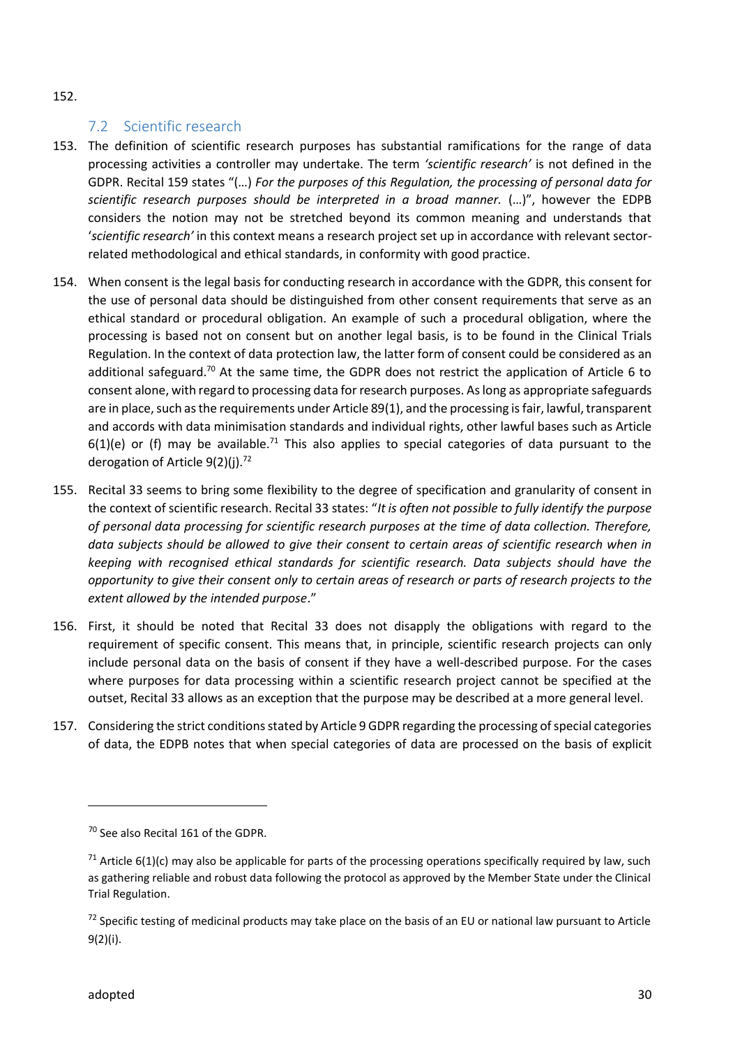152.

## 7.2 Scientific research

153. The definition of scientific research purposes has substantial ramifications for the range of data processing activities a controller may undertake. The term *'scientific research'* is not defined in the GDPR. Recital 159 states "(…) *For the purposes of this Regulation, the processing of personal data for scientific research purposes should be interpreted in a broad manner.* (…)", however the EDPB considers the notion may not be stretched beyond its common meaning and understands that '*scientific research'* in this context means a research project set up in accordance with relevant sector-related methodological and ethical standards, in conformity with good practice.

154. When consent is the legal basis for conducting research in accordance with the GDPR, this consent for the use of personal data should be distinguished from other consent requirements that serve as an ethical standard or procedural obligation. An example of such a procedural obligation, where the processing is based not on consent but on another legal basis, is to be found in the Clinical Trials Regulation. In the context of data protection law, the latter form of consent could be considered as an additional safeguard.[70] At the same time, the GDPR does not restrict the application of Article 6 to consent alone, with regard to processing data for research purposes. As long as appropriate safeguards are in place, such as the requirements under Article 89(1), and the processing is fair, lawful, transparent and accords with data minimisation standards and individual rights, other lawful bases such as Article 6(1)(e) or (f) may be available.[71] This also applies to special categories of data pursuant to the derogation of Article 9(2)(j).[72]

155. Recital 33 seems to bring some flexibility to the degree of specification and granularity of consent in the context of scientific research. Recital 33 states: "*It is often not possible to fully identify the purpose of personal data processing for scientific research purposes at the time of data collection. Therefore, data subjects should be allowed to give their consent to certain areas of scientific research when in keeping with recognised ethical standards for scientific research. Data subjects should have the opportunity to give their consent only to certain areas of research or parts of research projects to the extent allowed by the intended purpose*."

156. First, it should be noted that Recital 33 does not disapply the obligations with regard to the requirement of specific consent. This means that, in principle, scientific research projects can only include personal data on the basis of consent if they have a well-described purpose. For the cases where purposes for data processing within a scientific research project cannot be specified at the outset, Recital 33 allows as an exception that the purpose may be described at a more general level.

157. Considering the strict conditions stated by Article 9 GDPR regarding the processing of special categories of data, the EDPB notes that when special categories of data are processed on the basis of explicit

---

[70] See also Recital 161 of the GDPR.

[71] Article 6(1)(c) may also be applicable for parts of the processing operations specifically required by law, such as gathering reliable and robust data following the protocol as approved by the Member State under the Clinical Trial Regulation.

[72] Specific testing of medicinal products may take place on the basis of an EU or national law pursuant to Article 9(2)(i).

adopted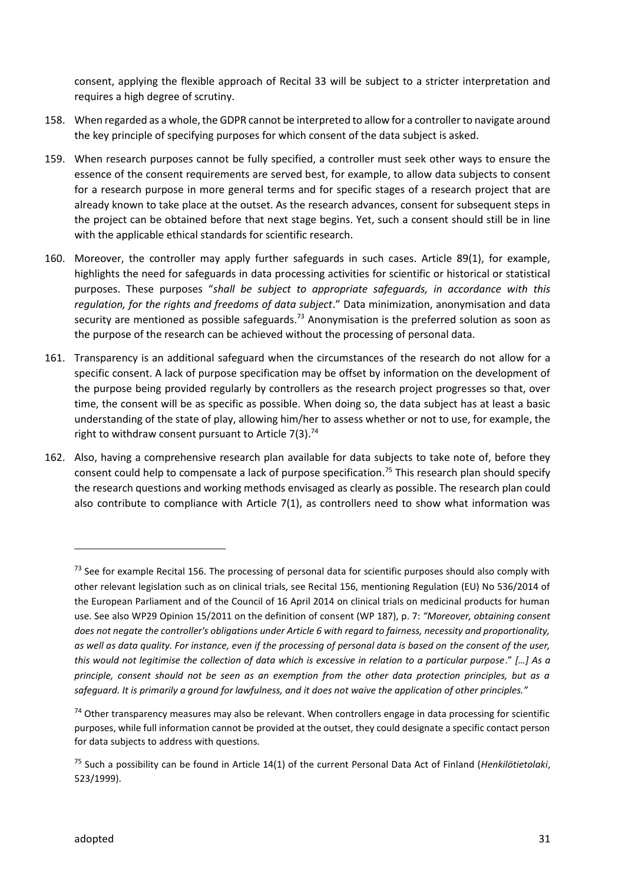consent, applying the flexible approach of Recital 33 will be subject to a stricter interpretation and requires a high degree of scrutiny.

158. When regarded as a whole, the GDPR cannot be interpreted to allow for a controller to navigate around the key principle of specifying purposes for which consent of the data subject is asked.

159. When research purposes cannot be fully specified, a controller must seek other ways to ensure the essence of the consent requirements are served best, for example, to allow data subjects to consent for a research purpose in more general terms and for specific stages of a research project that are already known to take place at the outset. As the research advances, consent for subsequent steps in the project can be obtained before that next stage begins. Yet, such a consent should still be in line with the applicable ethical standards for scientific research.

160. Moreover, the controller may apply further safeguards in such cases. Article 89(1), for example, highlights the need for safeguards in data processing activities for scientific or historical or statistical purposes. These purposes "*shall be subject to appropriate safeguards, in accordance with this regulation, for the rights and freedoms of data subject*." Data minimization, anonymisation and data security are mentioned as possible safeguards.[73] Anonymisation is the preferred solution as soon as the purpose of the research can be achieved without the processing of personal data.

161. Transparency is an additional safeguard when the circumstances of the research do not allow for a specific consent. A lack of purpose specification may be offset by information on the development of the purpose being provided regularly by controllers as the research project progresses so that, over time, the consent will be as specific as possible. When doing so, the data subject has at least a basic understanding of the state of play, allowing him/her to assess whether or not to use, for example, the right to withdraw consent pursuant to Article 7(3).[74]

162. Also, having a comprehensive research plan available for data subjects to take note of, before they consent could help to compensate a lack of purpose specification.[75] This research plan should specify the research questions and working methods envisaged as clearly as possible. The research plan could also contribute to compliance with Article 7(1), as controllers need to show what information was

---

[73] See for example Recital 156. The processing of personal data for scientific purposes should also comply with other relevant legislation such as on clinical trials, see Recital 156, mentioning Regulation (EU) No 536/2014 of the European Parliament and of the Council of 16 April 2014 on clinical trials on medicinal products for human use. See also WP29 Opinion 15/2011 on the definition of consent (WP 187), p. 7: *"Moreover, obtaining consent does not negate the controller's obligations under Article 6 with regard to fairness, necessity and proportionality, as well as data quality. For instance, even if the processing of personal data is based on the consent of the user, this would not legitimise the collection of data which is excessive in relation to a particular purpose*." *[…] As a principle, consent should not be seen as an exemption from the other data protection principles, but as a safeguard. It is primarily a ground for lawfulness, and it does not waive the application of other principles."*

[74] Other transparency measures may also be relevant. When controllers engage in data processing for scientific purposes, while full information cannot be provided at the outset, they could designate a specific contact person for data subjects to address with questions.

[75] Such a possibility can be found in Article 14(1) of the current Personal Data Act of Finland (*Henkilötietolaki*, 523/1999).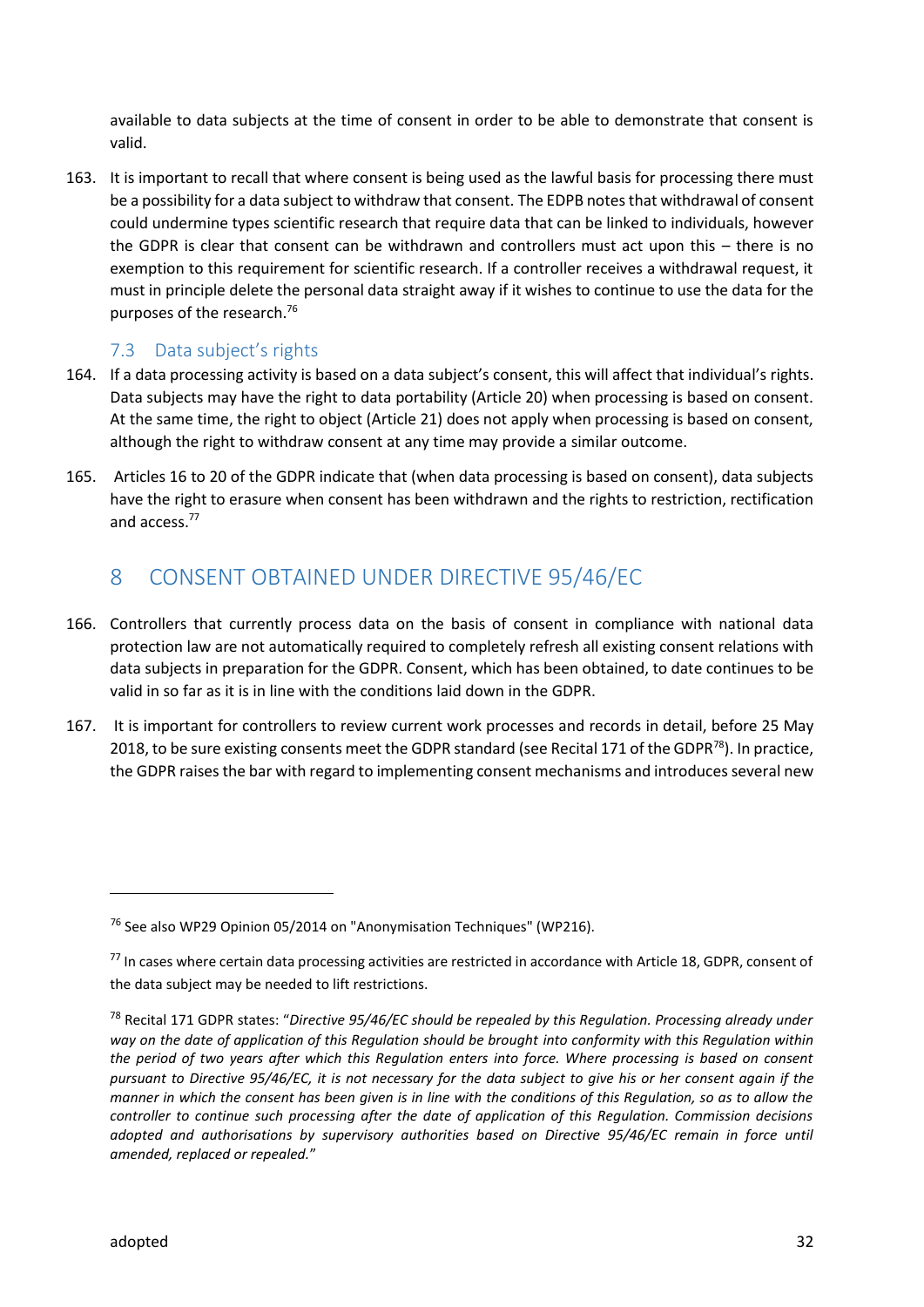available to data subjects at the time of consent in order to be able to demonstrate that consent is valid.

163. It is important to recall that where consent is being used as the lawful basis for processing there must be a possibility for a data subject to withdraw that consent. The EDPB notes that withdrawal of consent could undermine types scientific research that require data that can be linked to individuals, however the GDPR is clear that consent can be withdrawn and controllers must act upon this – there is no exemption to this requirement for scientific research. If a controller receives a withdrawal request, it must in principle delete the personal data straight away if it wishes to continue to use the data for the purposes of the research.[76]

### 7.3 Data subject's rights

164. If a data processing activity is based on a data subject's consent, this will affect that individual's rights. Data subjects may have the right to data portability (Article 20) when processing is based on consent. At the same time, the right to object (Article 21) does not apply when processing is based on consent, although the right to withdraw consent at any time may provide a similar outcome.

165. Articles 16 to 20 of the GDPR indicate that (when data processing is based on consent), data subjects have the right to erasure when consent has been withdrawn and the rights to restriction, rectification and access.[77]

## 8 CONSENT OBTAINED UNDER DIRECTIVE 95/46/EC

166. Controllers that currently process data on the basis of consent in compliance with national data protection law are not automatically required to completely refresh all existing consent relations with data subjects in preparation for the GDPR. Consent, which has been obtained, to date continues to be valid in so far as it is in line with the conditions laid down in the GDPR.

167. It is important for controllers to review current work processes and records in detail, before 25 May 2018, to be sure existing consents meet the GDPR standard (see Recital 171 of the GDPR[78]). In practice, the GDPR raises the bar with regard to implementing consent mechanisms and introduces several new

---

[76] See also WP29 Opinion 05/2014 on "Anonymisation Techniques" (WP216).

[77] In cases where certain data processing activities are restricted in accordance with Article 18, GDPR, consent of the data subject may be needed to lift restrictions.

[78] Recital 171 GDPR states: "*Directive 95/46/EC should be repealed by this Regulation. Processing already under way on the date of application of this Regulation should be brought into conformity with this Regulation within the period of two years after which this Regulation enters into force. Where processing is based on consent pursuant to Directive 95/46/EC, it is not necessary for the data subject to give his or her consent again if the manner in which the consent has been given is in line with the conditions of this Regulation, so as to allow the controller to continue such processing after the date of application of this Regulation. Commission decisions adopted and authorisations by supervisory authorities based on Directive 95/46/EC remain in force until amended, replaced or repealed.*"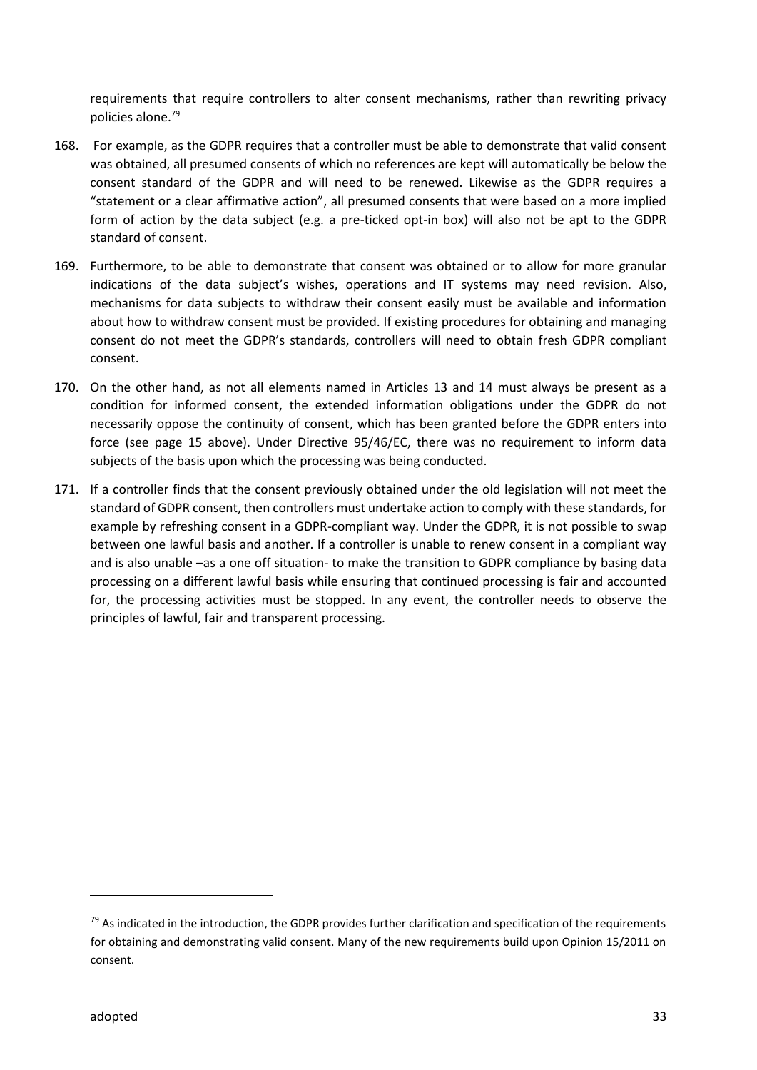requirements that require controllers to alter consent mechanisms, rather than rewriting privacy policies alone.[79]

168. For example, as the GDPR requires that a controller must be able to demonstrate that valid consent was obtained, all presumed consents of which no references are kept will automatically be below the consent standard of the GDPR and will need to be renewed. Likewise as the GDPR requires a "statement or a clear affirmative action", all presumed consents that were based on a more implied form of action by the data subject (e.g. a pre-ticked opt-in box) will also not be apt to the GDPR standard of consent.

169. Furthermore, to be able to demonstrate that consent was obtained or to allow for more granular indications of the data subject's wishes, operations and IT systems may need revision. Also, mechanisms for data subjects to withdraw their consent easily must be available and information about how to withdraw consent must be provided. If existing procedures for obtaining and managing consent do not meet the GDPR's standards, controllers will need to obtain fresh GDPR compliant consent.

170. On the other hand, as not all elements named in Articles 13 and 14 must always be present as a condition for informed consent, the extended information obligations under the GDPR do not necessarily oppose the continuity of consent, which has been granted before the GDPR enters into force (see page 15 above). Under Directive 95/46/EC, there was no requirement to inform data subjects of the basis upon which the processing was being conducted.

171. If a controller finds that the consent previously obtained under the old legislation will not meet the standard of GDPR consent, then controllers must undertake action to comply with these standards, for example by refreshing consent in a GDPR-compliant way. Under the GDPR, it is not possible to swap between one lawful basis and another. If a controller is unable to renew consent in a compliant way and is also unable –as a one off situation- to make the transition to GDPR compliance by basing data processing on a different lawful basis while ensuring that continued processing is fair and accounted for, the processing activities must be stopped. In any event, the controller needs to observe the principles of lawful, fair and transparent processing.

[79] As indicated in the introduction, the GDPR provides further clarification and specification of the requirements for obtaining and demonstrating valid consent. Many of the new requirements build upon Opinion 15/2011 on consent.